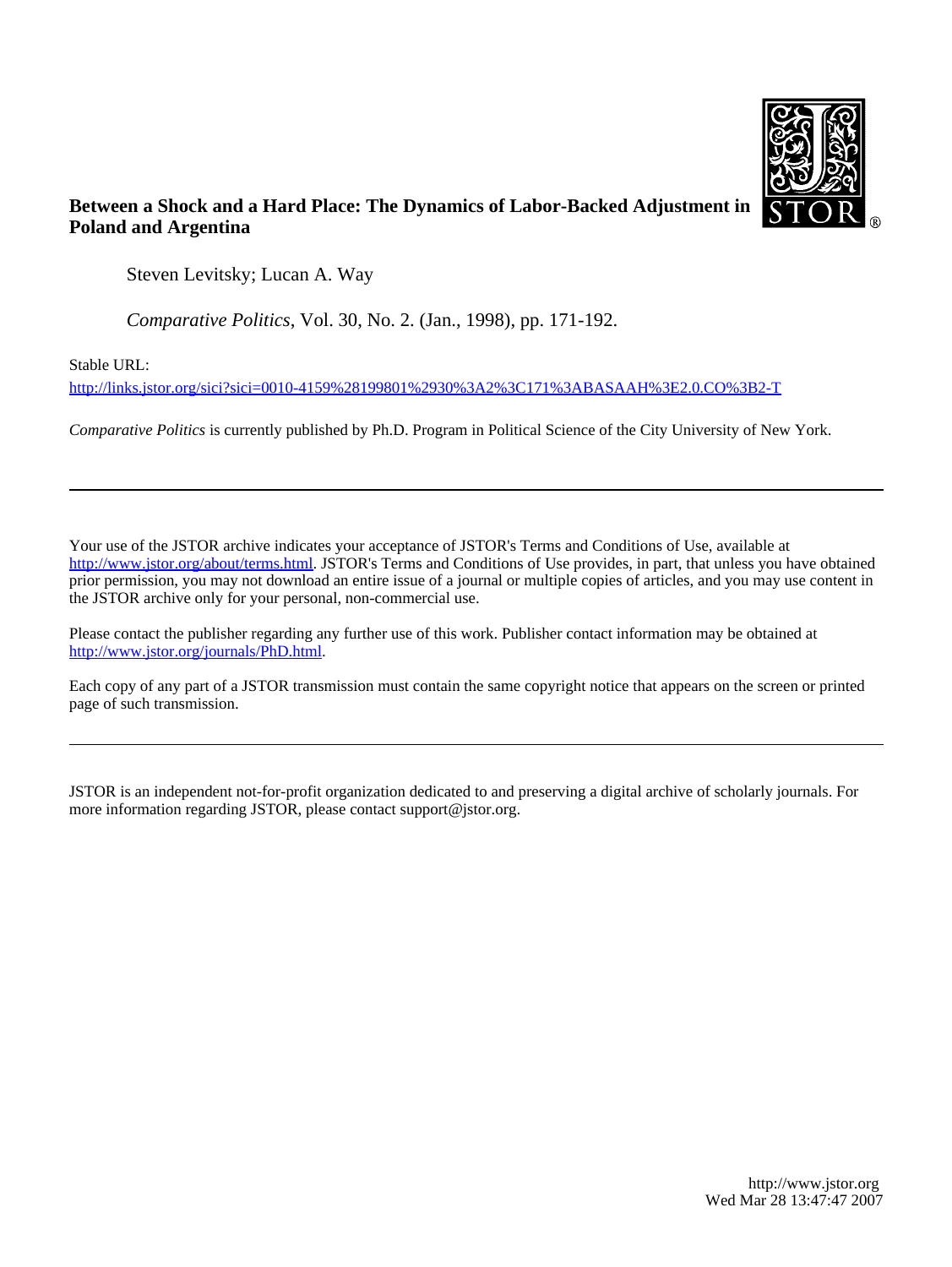**Between a Shock and a Hard Place: The Dynamics of Labor-Backed Adjustment in Poland and Argentina**

Steven Levitsky; Lucan A. Way

*Comparative Politics*, Vol. 30, No. 2. (Jan., 1998), pp. 171-192.

Stable URL:

http://links.jstor.org/sici?sici=0010-4159%28199801%2930%3A2%3C171%3ABASAAH%3E2.0.CO%3B2-T

*Comparative Politics* is currently published by Ph.D. Program in Political Science of the City University of New York.

---

Your use of the JSTOR archive indicates your acceptance of JSTOR's Terms and Conditions of Use, available at http://www.jstor.org/about/terms.html. JSTOR's Terms and Conditions of Use provides, in part, that unless you have obtained prior permission, you may not download an entire issue of a journal or multiple copies of articles, and you may use content in the JSTOR archive only for your personal, non-commercial use.

Please contact the publisher regarding any further use of this work. Publisher contact information may be obtained at http://www.jstor.org/journals/PhD.html.

Each copy of any part of a JSTOR transmission must contain the same copyright notice that appears on the screen or printed page of such transmission.

---

JSTOR is an independent not-for-profit organization dedicated to and preserving a digital archive of scholarly journals. For more information regarding JSTOR, please contact support@jstor.org.

http://www.jstor.org
Wed Mar 28 13:47:47 2007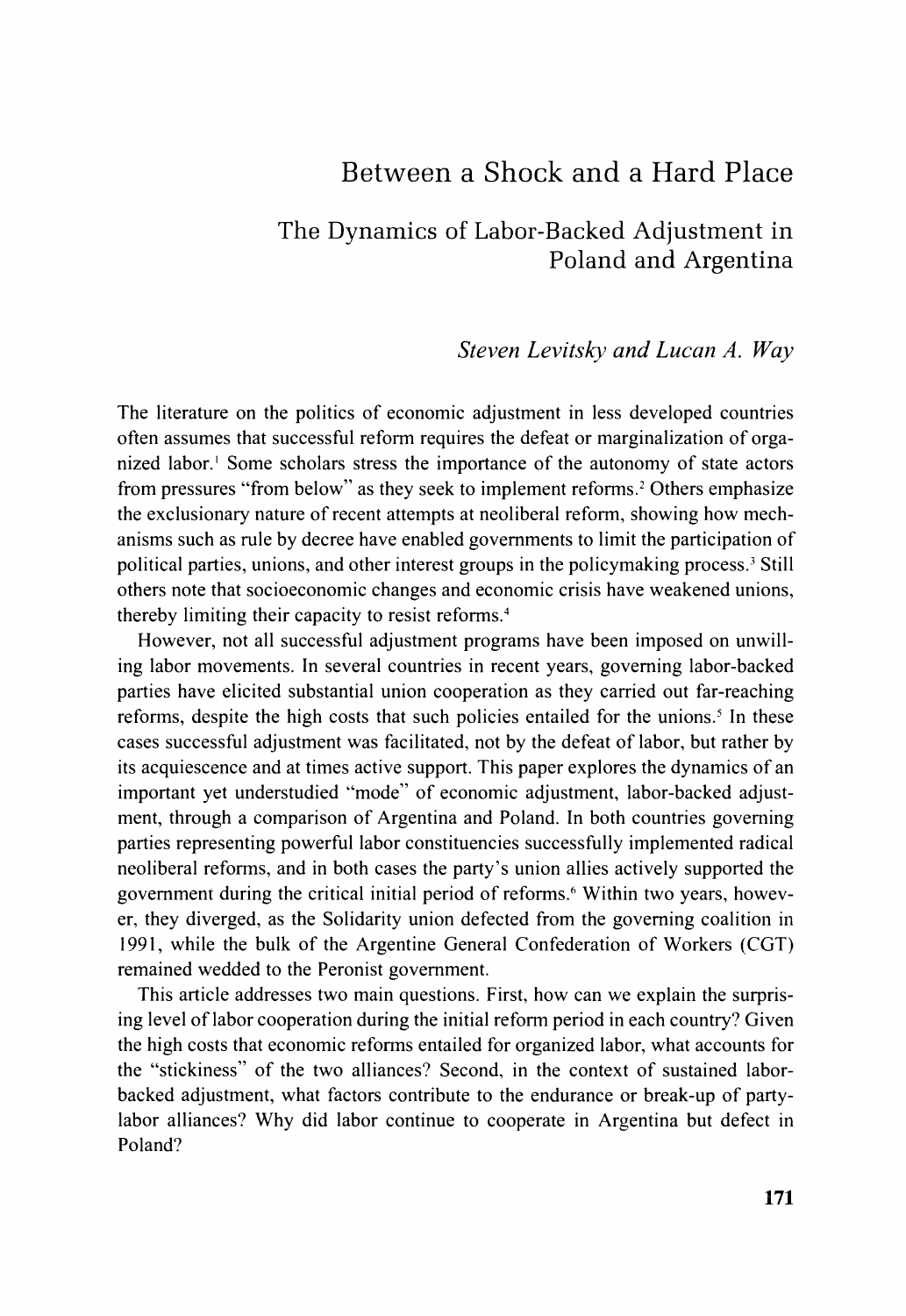# Between a Shock and a Hard Place

## The Dynamics of Labor-Backed Adjustment in Poland and Argentina

*Steven Levitsky and Lucan A. Way*

The literature on the politics of economic adjustment in less developed countries often assumes that successful reform requires the defeat or marginalization of organized labor.[1] Some scholars stress the importance of the autonomy of state actors from pressures "from below" as they seek to implement reforms.[2] Others emphasize the exclusionary nature of recent attempts at neoliberal reform, showing how mechanisms such as rule by decree have enabled governments to limit the participation of political parties, unions, and other interest groups in the policymaking process.[3] Still others note that socioeconomic changes and economic crisis have weakened unions, thereby limiting their capacity to resist reforms.[4]

However, not all successful adjustment programs have been imposed on unwilling labor movements. In several countries in recent years, governing labor-backed parties have elicited substantial union cooperation as they carried out far-reaching reforms, despite the high costs that such policies entailed for the unions.[5] In these cases successful adjustment was facilitated, not by the defeat of labor, but rather by its acquiescence and at times active support. This paper explores the dynamics of an important yet understudied "mode" of economic adjustment, labor-backed adjustment, through a comparison of Argentina and Poland. In both countries governing parties representing powerful labor constituencies successfully implemented radical neoliberal reforms, and in both cases the party's union allies actively supported the government during the critical initial period of reforms.[6] Within two years, however, they diverged, as the Solidarity union defected from the governing coalition in 1991, while the bulk of the Argentine General Confederation of Workers (CGT) remained wedded to the Peronist government.

This article addresses two main questions. First, how can we explain the surprising level of labor cooperation during the initial reform period in each country? Given the high costs that economic reforms entailed for organized labor, what accounts for the "stickiness" of the two alliances? Second, in the context of sustained labor-backed adjustment, what factors contribute to the endurance or break-up of party-labor alliances? Why did labor continue to cooperate in Argentina but defect in Poland?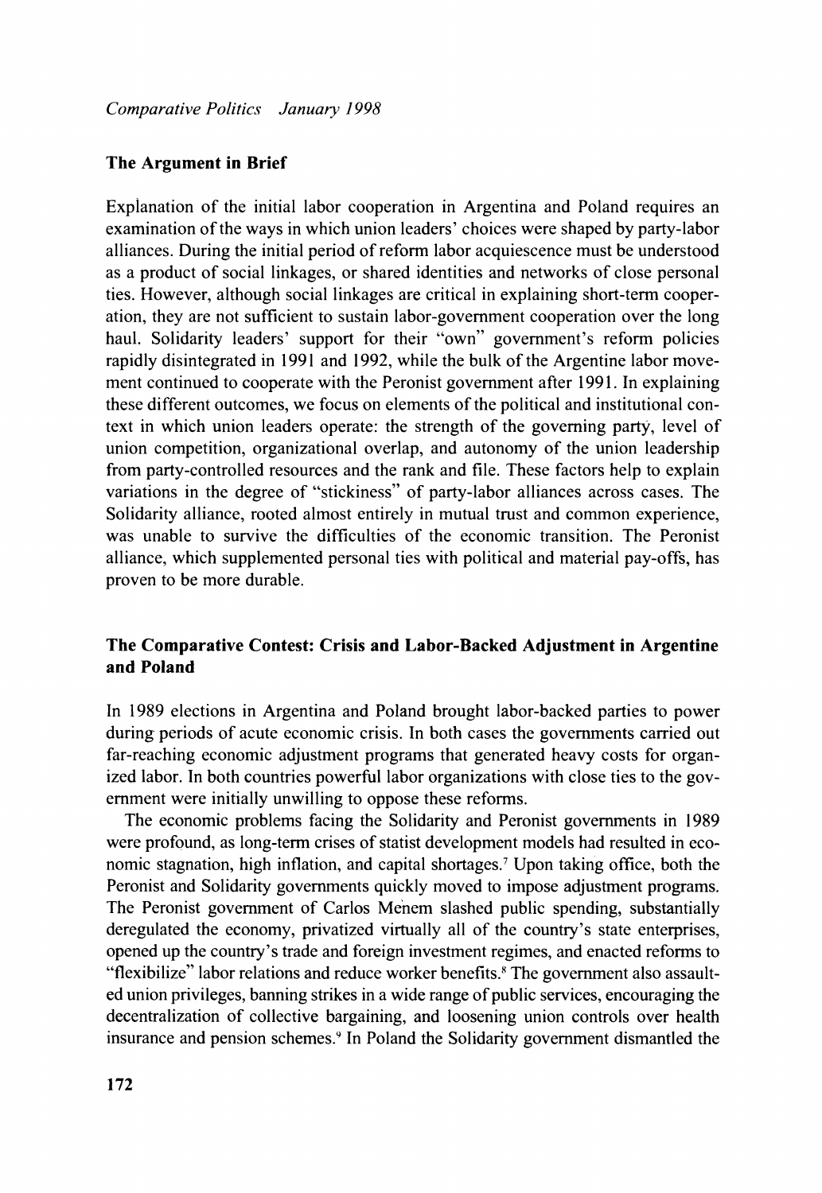## The Argument in Brief

Explanation of the initial labor cooperation in Argentina and Poland requires an examination of the ways in which union leaders' choices were shaped by party-labor alliances. During the initial period of reform labor acquiescence must be understood as a product of social linkages, or shared identities and networks of close personal ties. However, although social linkages are critical in explaining short-term cooperation, they are not sufficient to sustain labor-government cooperation over the long haul. Solidarity leaders' support for their "own" government's reform policies rapidly disintegrated in 1991 and 1992, while the bulk of the Argentine labor movement continued to cooperate with the Peronist government after 1991. In explaining these different outcomes, we focus on elements of the political and institutional context in which union leaders operate: the strength of the governing party, level of union competition, organizational overlap, and autonomy of the union leadership from party-controlled resources and the rank and file. These factors help to explain variations in the degree of "stickiness" of party-labor alliances across cases. The Solidarity alliance, rooted almost entirely in mutual trust and common experience, was unable to survive the difficulties of the economic transition. The Peronist alliance, which supplemented personal ties with political and material pay-offs, has proven to be more durable.

## The Comparative Contest: Crisis and Labor-Backed Adjustment in Argentine and Poland

In 1989 elections in Argentina and Poland brought labor-backed parties to power during periods of acute economic crisis. In both cases the governments carried out far-reaching economic adjustment programs that generated heavy costs for organized labor. In both countries powerful labor organizations with close ties to the government were initially unwilling to oppose these reforms.

The economic problems facing the Solidarity and Peronist governments in 1989 were profound, as long-term crises of statist development models had resulted in economic stagnation, high inflation, and capital shortages.[7] Upon taking office, both the Peronist and Solidarity governments quickly moved to impose adjustment programs. The Peronist government of Carlos Menem slashed public spending, substantially deregulated the economy, privatized virtually all of the country's state enterprises, opened up the country's trade and foreign investment regimes, and enacted reforms to "flexibilize" labor relations and reduce worker benefits.[8] The government also assaulted union privileges, banning strikes in a wide range of public services, encouraging the decentralization of collective bargaining, and loosening union controls over health insurance and pension schemes.[9] In Poland the Solidarity government dismantled the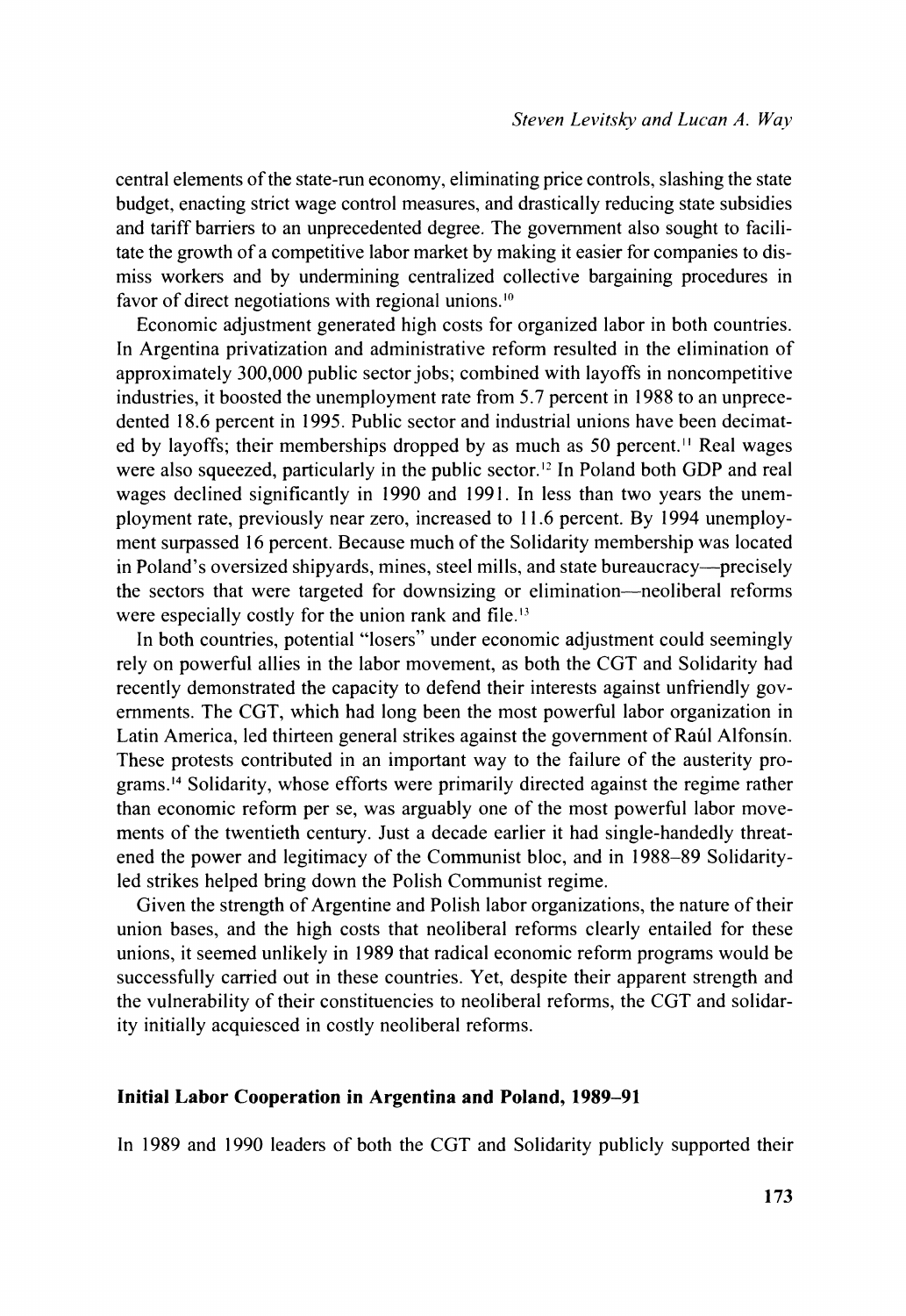central elements of the state-run economy, eliminating price controls, slashing the state budget, enacting strict wage control measures, and drastically reducing state subsidies and tariff barriers to an unprecedented degree. The government also sought to facilitate the growth of a competitive labor market by making it easier for companies to dismiss workers and by undermining centralized collective bargaining procedures in favor of direct negotiations with regional unions.[10]

Economic adjustment generated high costs for organized labor in both countries. In Argentina privatization and administrative reform resulted in the elimination of approximately 300,000 public sector jobs; combined with layoffs in noncompetitive industries, it boosted the unemployment rate from 5.7 percent in 1988 to an unprecedented 18.6 percent in 1995. Public sector and industrial unions have been decimated by layoffs; their memberships dropped by as much as 50 percent.[11] Real wages were also squeezed, particularly in the public sector.[12] In Poland both GDP and real wages declined significantly in 1990 and 1991. In less than two years the unemployment rate, previously near zero, increased to 11.6 percent. By 1994 unemployment surpassed 16 percent. Because much of the Solidarity membership was located in Poland's oversized shipyards, mines, steel mills, and state bureaucracy—precisely the sectors that were targeted for downsizing or elimination—neoliberal reforms were especially costly for the union rank and file.[13]

In both countries, potential "losers" under economic adjustment could seemingly rely on powerful allies in the labor movement, as both the CGT and Solidarity had recently demonstrated the capacity to defend their interests against unfriendly governments. The CGT, which had long been the most powerful labor organization in Latin America, led thirteen general strikes against the government of Raúl Alfonsín. These protests contributed in an important way to the failure of the austerity programs.[14] Solidarity, whose efforts were primarily directed against the regime rather than economic reform per se, was arguably one of the most powerful labor movements of the twentieth century. Just a decade earlier it had single-handedly threatened the power and legitimacy of the Communist bloc, and in 1988–89 Solidarity-led strikes helped bring down the Polish Communist regime.

Given the strength of Argentine and Polish labor organizations, the nature of their union bases, and the high costs that neoliberal reforms clearly entailed for these unions, it seemed unlikely in 1989 that radical economic reform programs would be successfully carried out in these countries. Yet, despite their apparent strength and the vulnerability of their constituencies to neoliberal reforms, the CGT and solidarity initially acquiesced in costly neoliberal reforms.

## Initial Labor Cooperation in Argentina and Poland, 1989–91

In 1989 and 1990 leaders of both the CGT and Solidarity publicly supported their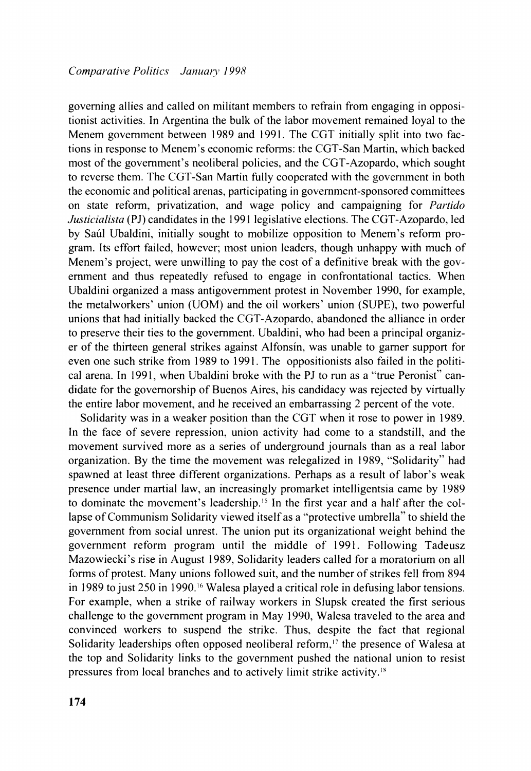governing allies and called on militant members to refrain from engaging in oppositionist activities. In Argentina the bulk of the labor movement remained loyal to the Menem government between 1989 and 1991. The CGT initially split into two factions in response to Menem's economic reforms: the CGT-San Martin, which backed most of the government's neoliberal policies, and the CGT-Azopardo, which sought to reverse them. The CGT-San Martin fully cooperated with the government in both the economic and political arenas, participating in government-sponsored committees on state reform, privatization, and wage policy and campaigning for *Partido Justicialista* (PJ) candidates in the 1991 legislative elections. The CGT-Azopardo, led by Saúl Ubaldini, initially sought to mobilize opposition to Menem's reform program. Its effort failed, however; most union leaders, though unhappy with much of Menem's project, were unwilling to pay the cost of a definitive break with the government and thus repeatedly refused to engage in confrontational tactics. When Ubaldini organized a mass antigovernment protest in November 1990, for example, the metalworkers' union (UOM) and the oil workers' union (SUPE), two powerful unions that had initially backed the CGT-Azopardo, abandoned the alliance in order to preserve their ties to the government. Ubaldini, who had been a principal organizer of the thirteen general strikes against Alfonsín, was unable to garner support for even one such strike from 1989 to 1991. The oppositionists also failed in the political arena. In 1991, when Ubaldini broke with the PJ to run as a "true Peronist" candidate for the governorship of Buenos Aires, his candidacy was rejected by virtually the entire labor movement, and he received an embarrassing 2 percent of the vote.

Solidarity was in a weaker position than the CGT when it rose to power in 1989. In the face of severe repression, union activity had come to a standstill, and the movement survived more as a series of underground journals than as a real labor organization. By the time the movement was relegalized in 1989, "Solidarity" had spawned at least three different organizations. Perhaps as a result of labor's weak presence under martial law, an increasingly promarket intelligentsia came by 1989 to dominate the movement's leadership.[15] In the first year and a half after the collapse of Communism Solidarity viewed itself as a "protective umbrella" to shield the government from social unrest. The union put its organizational weight behind the government reform program until the middle of 1991. Following Tadeusz Mazowiecki's rise in August 1989, Solidarity leaders called for a moratorium on all forms of protest. Many unions followed suit, and the number of strikes fell from 894 in 1989 to just 250 in 1990.[16] Walesa played a critical role in defusing labor tensions. For example, when a strike of railway workers in Slupsk created the first serious challenge to the government program in May 1990, Walesa traveled to the area and convinced workers to suspend the strike. Thus, despite the fact that regional Solidarity leaderships often opposed neoliberal reform,[17] the presence of Walesa at the top and Solidarity links to the government pushed the national union to resist pressures from local branches and to actively limit strike activity.[18]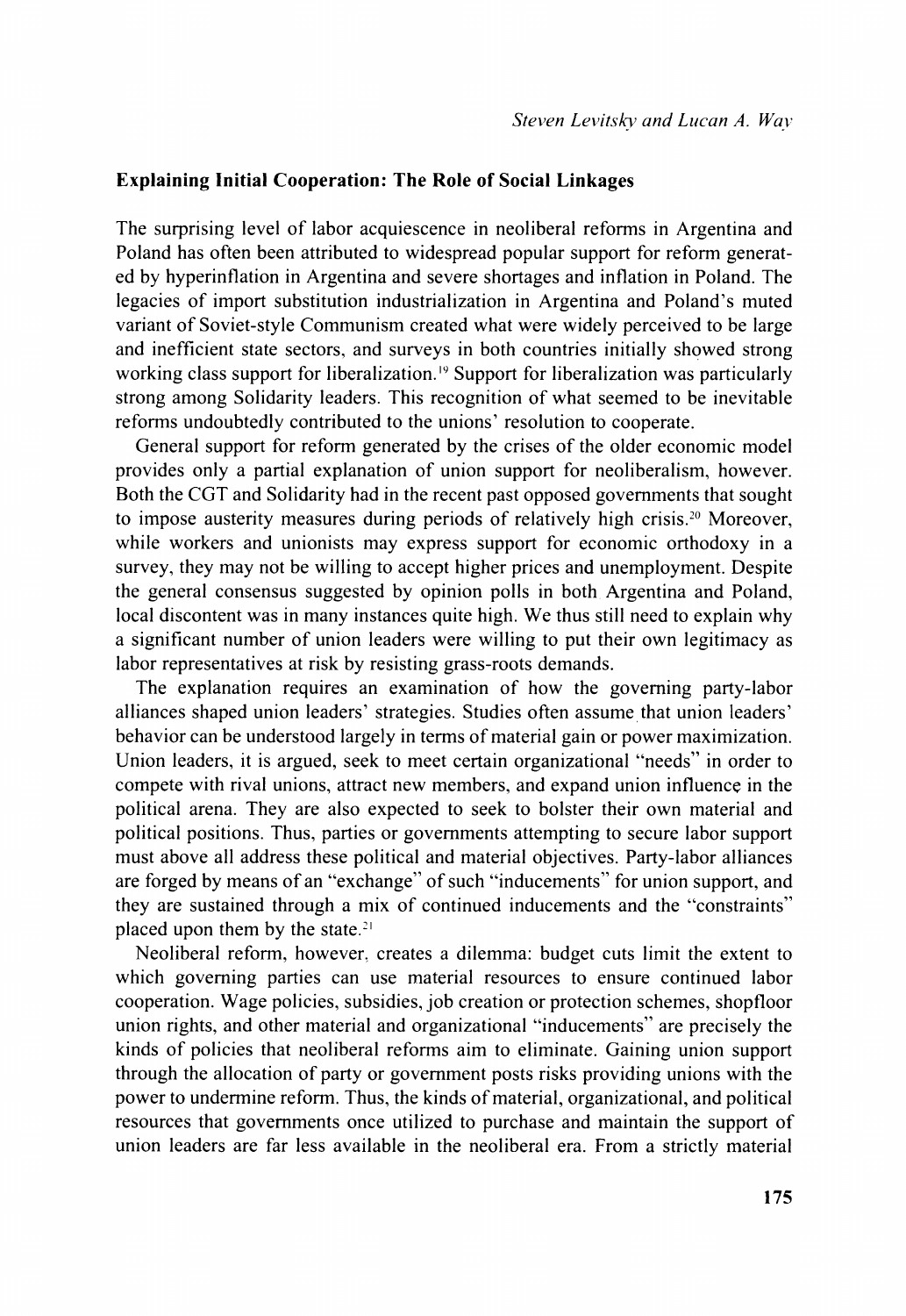### Explaining Initial Cooperation: The Role of Social Linkages

The surprising level of labor acquiescence in neoliberal reforms in Argentina and Poland has often been attributed to widespread popular support for reform generated by hyperinflation in Argentina and severe shortages and inflation in Poland. The legacies of import substitution industrialization in Argentina and Poland's muted variant of Soviet-style Communism created what were widely perceived to be large and inefficient state sectors, and surveys in both countries initially showed strong working class support for liberalization.[19] Support for liberalization was particularly strong among Solidarity leaders. This recognition of what seemed to be inevitable reforms undoubtedly contributed to the unions' resolution to cooperate.

General support for reform generated by the crises of the older economic model provides only a partial explanation of union support for neoliberalism, however. Both the CGT and Solidarity had in the recent past opposed governments that sought to impose austerity measures during periods of relatively high crisis.[20] Moreover, while workers and unionists may express support for economic orthodoxy in a survey, they may not be willing to accept higher prices and unemployment. Despite the general consensus suggested by opinion polls in both Argentina and Poland, local discontent was in many instances quite high. We thus still need to explain why a significant number of union leaders were willing to put their own legitimacy as labor representatives at risk by resisting grass-roots demands.

The explanation requires an examination of how the governing party-labor alliances shaped union leaders' strategies. Studies often assume that union leaders' behavior can be understood largely in terms of material gain or power maximization. Union leaders, it is argued, seek to meet certain organizational "needs" in order to compete with rival unions, attract new members, and expand union influence in the political arena. They are also expected to seek to bolster their own material and political positions. Thus, parties or governments attempting to secure labor support must above all address these political and material objectives. Party-labor alliances are forged by means of an "exchange" of such "inducements" for union support, and they are sustained through a mix of continued inducements and the "constraints" placed upon them by the state.[21]

Neoliberal reform, however, creates a dilemma: budget cuts limit the extent to which governing parties can use material resources to ensure continued labor cooperation. Wage policies, subsidies, job creation or protection schemes, shopfloor union rights, and other material and organizational "inducements" are precisely the kinds of policies that neoliberal reforms aim to eliminate. Gaining union support through the allocation of party or government posts risks providing unions with the power to undermine reform. Thus, the kinds of material, organizational, and political resources that governments once utilized to purchase and maintain the support of union leaders are far less available in the neoliberal era. From a strictly material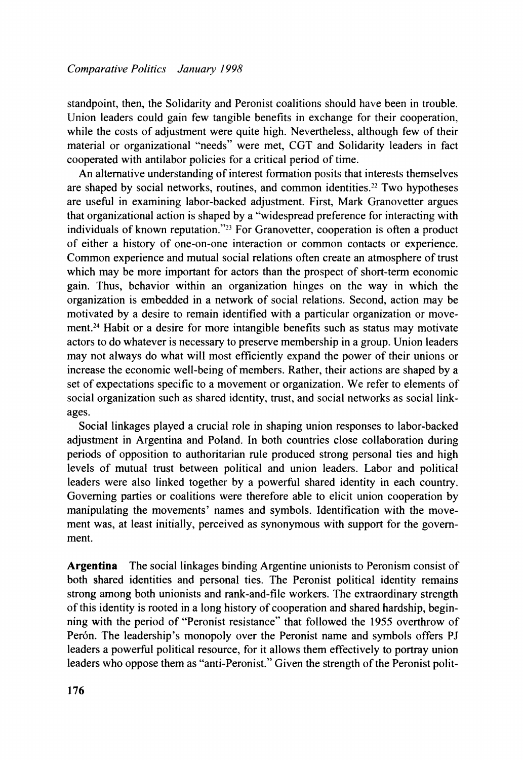standpoint, then, the Solidarity and Peronist coalitions should have been in trouble. Union leaders could gain few tangible benefits in exchange for their cooperation, while the costs of adjustment were quite high. Nevertheless, although few of their material or organizational "needs" were met, CGT and Solidarity leaders in fact cooperated with antilabor policies for a critical period of time.

An alternative understanding of interest formation posits that interests themselves are shaped by social networks, routines, and common identities.[22] Two hypotheses are useful in examining labor-backed adjustment. First, Mark Granovetter argues that organizational action is shaped by a "widespread preference for interacting with individuals of known reputation."[23] For Granovetter, cooperation is often a product of either a history of one-on-one interaction or common contacts or experience. Common experience and mutual social relations often create an atmosphere of trust which may be more important for actors than the prospect of short-term economic gain. Thus, behavior within an organization hinges on the way in which the organization is embedded in a network of social relations. Second, action may be motivated by a desire to remain identified with a particular organization or movement.[24] Habit or a desire for more intangible benefits such as status may motivate actors to do whatever is necessary to preserve membership in a group. Union leaders may not always do what will most efficiently expand the power of their unions or increase the economic well-being of members. Rather, their actions are shaped by a set of expectations specific to a movement or organization. We refer to elements of social organization such as shared identity, trust, and social networks as social linkages.

Social linkages played a crucial role in shaping union responses to labor-backed adjustment in Argentina and Poland. In both countries close collaboration during periods of opposition to authoritarian rule produced strong personal ties and high levels of mutual trust between political and union leaders. Labor and political leaders were also linked together by a powerful shared identity in each country. Governing parties or coalitions were therefore able to elicit union cooperation by manipulating the movements' names and symbols. Identification with the movement was, at least initially, perceived as synonymous with support for the government.

**Argentina** The social linkages binding Argentine unionists to Peronism consist of both shared identities and personal ties. The Peronist political identity remains strong among both unionists and rank-and-file workers. The extraordinary strength of this identity is rooted in a long history of cooperation and shared hardship, beginning with the period of "Peronist resistance" that followed the 1955 overthrow of Perón. The leadership's monopoly over the Peronist name and symbols offers PJ leaders a powerful political resource, for it allows them effectively to portray union leaders who oppose them as "anti-Peronist." Given the strength of the Peronist polit-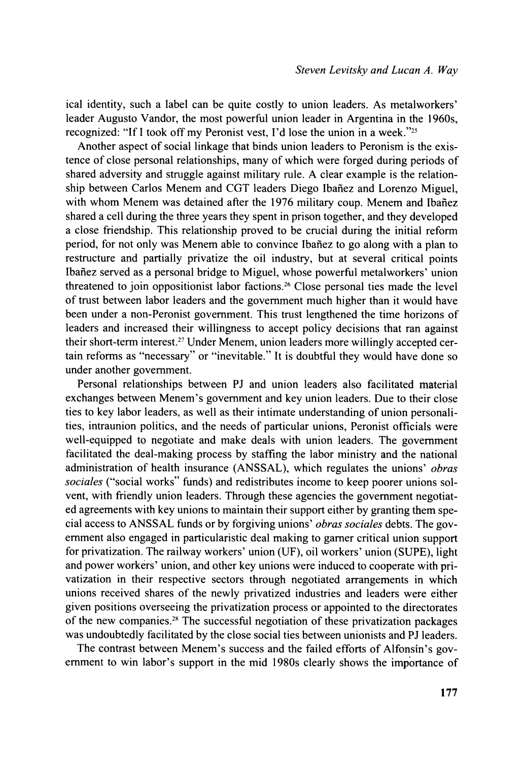ical identity, such a label can be quite costly to union leaders. As metalworkers' leader Augusto Vandor, the most powerful union leader in Argentina in the 1960s, recognized: "If I took off my Peronist vest, I'd lose the union in a week."[25]

Another aspect of social linkage that binds union leaders to Peronism is the existence of close personal relationships, many of which were forged during periods of shared adversity and struggle against military rule. A clear example is the relationship between Carlos Menem and CGT leaders Diego Ibañez and Lorenzo Miguel, with whom Menem was detained after the 1976 military coup. Menem and Ibañez shared a cell during the three years they spent in prison together, and they developed a close friendship. This relationship proved to be crucial during the initial reform period, for not only was Menem able to convince Ibañez to go along with a plan to restructure and partially privatize the oil industry, but at several critical points Ibañez served as a personal bridge to Miguel, whose powerful metalworkers' union threatened to join oppositionist labor factions.[26] Close personal ties made the level of trust between labor leaders and the government much higher than it would have been under a non-Peronist government. This trust lengthened the time horizons of leaders and increased their willingness to accept policy decisions that ran against their short-term interest.[27] Under Menem, union leaders more willingly accepted certain reforms as "necessary" or "inevitable." It is doubtful they would have done so under another government.

Personal relationships between PJ and union leaders also facilitated material exchanges between Menem's government and key union leaders. Due to their close ties to key labor leaders, as well as their intimate understanding of union personalities, intraunion politics, and the needs of particular unions, Peronist officials were well-equipped to negotiate and make deals with union leaders. The government facilitated the deal-making process by staffing the labor ministry and the national administration of health insurance (ANSSAL), which regulates the unions' *obras sociales* ("social works" funds) and redistributes income to keep poorer unions solvent, with friendly union leaders. Through these agencies the government negotiated agreements with key unions to maintain their support either by granting them special access to ANSSAL funds or by forgiving unions' *obras sociales* debts. The government also engaged in particularistic deal making to garner critical union support for privatization. The railway workers' union (UF), oil workers' union (SUPE), light and power workers' union, and other key unions were induced to cooperate with privatization in their respective sectors through negotiated arrangements in which unions received shares of the newly privatized industries and leaders were either given positions overseeing the privatization process or appointed to the directorates of the new companies.[28] The successful negotiation of these privatization packages was undoubtedly facilitated by the close social ties between unionists and PJ leaders.

The contrast between Menem's success and the failed efforts of Alfonsín's government to win labor's support in the mid 1980s clearly shows the importance of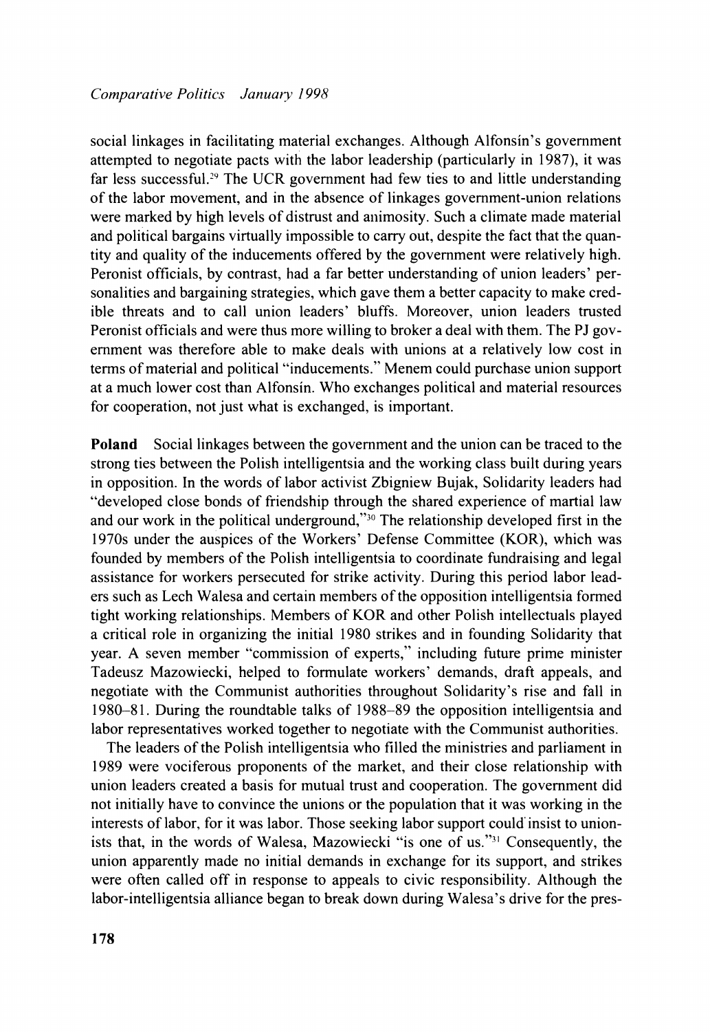social linkages in facilitating material exchanges. Although Alfonsín's government attempted to negotiate pacts with the labor leadership (particularly in 1987), it was far less successful.[29] The UCR government had few ties to and little understanding of the labor movement, and in the absence of linkages government-union relations were marked by high levels of distrust and animosity. Such a climate made material and political bargains virtually impossible to carry out, despite the fact that the quantity and quality of the inducements offered by the government were relatively high. Peronist officials, by contrast, had a far better understanding of union leaders' personalities and bargaining strategies, which gave them a better capacity to make credible threats and to call union leaders' bluffs. Moreover, union leaders trusted Peronist officials and were thus more willing to broker a deal with them. The PJ government was therefore able to make deals with unions at a relatively low cost in terms of material and political "inducements." Menem could purchase union support at a much lower cost than Alfonsín. Who exchanges political and material resources for cooperation, not just what is exchanged, is important.

**Poland** Social linkages between the government and the union can be traced to the strong ties between the Polish intelligentsia and the working class built during years in opposition. In the words of labor activist Zbigniew Bujak, Solidarity leaders had "developed close bonds of friendship through the shared experience of martial law and our work in the political underground,"[30] The relationship developed first in the 1970s under the auspices of the Workers' Defense Committee (KOR), which was founded by members of the Polish intelligentsia to coordinate fundraising and legal assistance for workers persecuted for strike activity. During this period labor leaders such as Lech Walesa and certain members of the opposition intelligentsia formed tight working relationships. Members of KOR and other Polish intellectuals played a critical role in organizing the initial 1980 strikes and in founding Solidarity that year. A seven member "commission of experts," including future prime minister Tadeusz Mazowiecki, helped to formulate workers' demands, draft appeals, and negotiate with the Communist authorities throughout Solidarity's rise and fall in 1980–81. During the roundtable talks of 1988–89 the opposition intelligentsia and labor representatives worked together to negotiate with the Communist authorities.

The leaders of the Polish intelligentsia who filled the ministries and parliament in 1989 were vociferous proponents of the market, and their close relationship with union leaders created a basis for mutual trust and cooperation. The government did not initially have to convince the unions or the population that it was working in the interests of labor, for it was labor. Those seeking labor support could insist to unionists that, in the words of Walesa, Mazowiecki "is one of us."[31] Consequently, the union apparently made no initial demands in exchange for its support, and strikes were often called off in response to appeals to civic responsibility. Although the labor-intelligentsia alliance began to break down during Walesa's drive for the pres-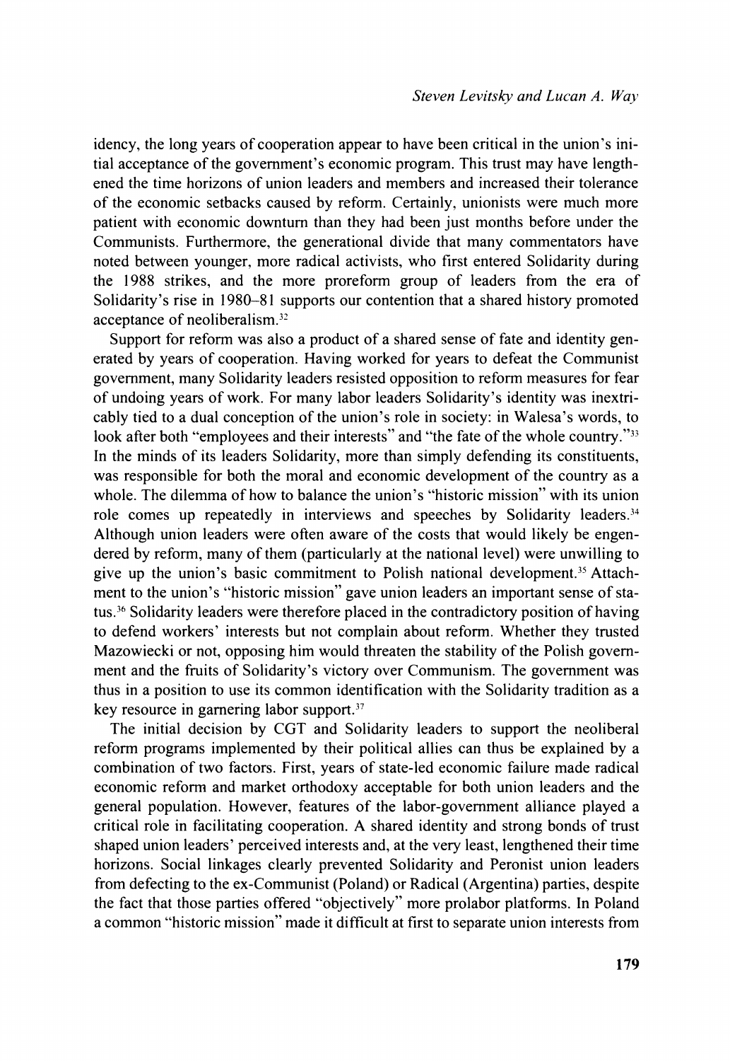idency, the long years of cooperation appear to have been critical in the union's initial acceptance of the government's economic program. This trust may have lengthened the time horizons of union leaders and members and increased their tolerance of the economic setbacks caused by reform. Certainly, unionists were much more patient with economic downturn than they had been just months before under the Communists. Furthermore, the generational divide that many commentators have noted between younger, more radical activists, who first entered Solidarity during the 1988 strikes, and the more proreform group of leaders from the era of Solidarity's rise in 1980–81 supports our contention that a shared history promoted acceptance of neoliberalism.[32]

Support for reform was also a product of a shared sense of fate and identity generated by years of cooperation. Having worked for years to defeat the Communist government, many Solidarity leaders resisted opposition to reform measures for fear of undoing years of work. For many labor leaders Solidarity's identity was inextricably tied to a dual conception of the union's role in society: in Walesa's words, to look after both "employees and their interests" and "the fate of the whole country."[33] In the minds of its leaders Solidarity, more than simply defending its constituents, was responsible for both the moral and economic development of the country as a whole. The dilemma of how to balance the union's "historic mission" with its union role comes up repeatedly in interviews and speeches by Solidarity leaders.[34] Although union leaders were often aware of the costs that would likely be engendered by reform, many of them (particularly at the national level) were unwilling to give up the union's basic commitment to Polish national development.[35] Attachment to the union's "historic mission" gave union leaders an important sense of status.[36] Solidarity leaders were therefore placed in the contradictory position of having to defend workers' interests but not complain about reform. Whether they trusted Mazowiecki or not, opposing him would threaten the stability of the Polish government and the fruits of Solidarity's victory over Communism. The government was thus in a position to use its common identification with the Solidarity tradition as a key resource in garnering labor support.[37]

The initial decision by CGT and Solidarity leaders to support the neoliberal reform programs implemented by their political allies can thus be explained by a combination of two factors. First, years of state-led economic failure made radical economic reform and market orthodoxy acceptable for both union leaders and the general population. However, features of the labor-government alliance played a critical role in facilitating cooperation. A shared identity and strong bonds of trust shaped union leaders' perceived interests and, at the very least, lengthened their time horizons. Social linkages clearly prevented Solidarity and Peronist union leaders from defecting to the ex-Communist (Poland) or Radical (Argentina) parties, despite the fact that those parties offered "objectively" more prolabor platforms. In Poland a common "historic mission" made it difficult at first to separate union interests from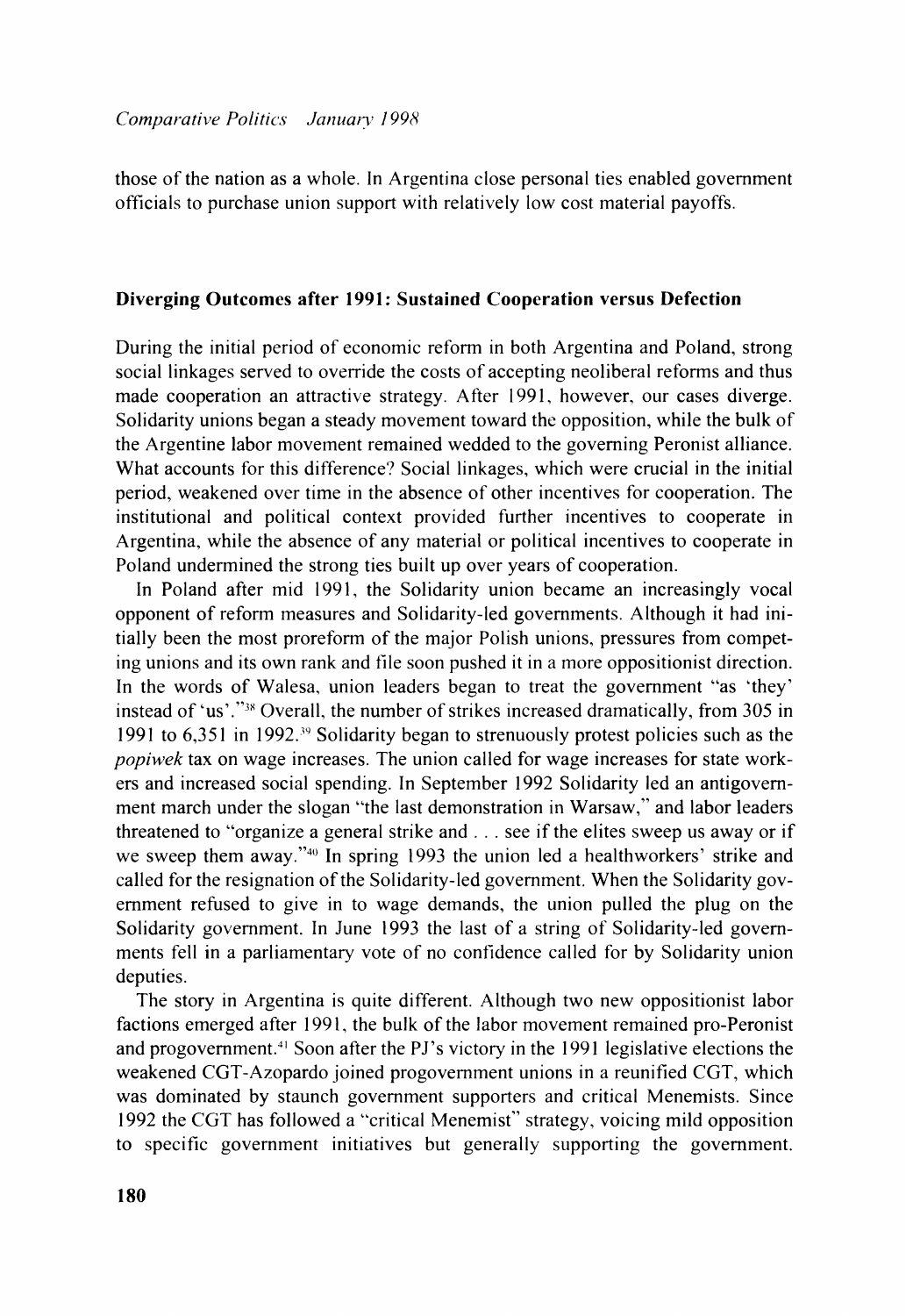those of the nation as a whole. In Argentina close personal ties enabled government officials to purchase union support with relatively low cost material payoffs.

## Diverging Outcomes after 1991: Sustained Cooperation versus Defection

During the initial period of economic reform in both Argentina and Poland, strong social linkages served to override the costs of accepting neoliberal reforms and thus made cooperation an attractive strategy. After 1991, however, our cases diverge. Solidarity unions began a steady movement toward the opposition, while the bulk of the Argentine labor movement remained wedded to the governing Peronist alliance. What accounts for this difference? Social linkages, which were crucial in the initial period, weakened over time in the absence of other incentives for cooperation. The institutional and political context provided further incentives to cooperate in Argentina, while the absence of any material or political incentives to cooperate in Poland undermined the strong ties built up over years of cooperation.

In Poland after mid 1991, the Solidarity union became an increasingly vocal opponent of reform measures and Solidarity-led governments. Although it had initially been the most proreform of the major Polish unions, pressures from competing unions and its own rank and file soon pushed it in a more oppositionist direction. In the words of Walesa, union leaders began to treat the government "as 'they' instead of 'us'."[38] Overall, the number of strikes increased dramatically, from 305 in 1991 to 6,351 in 1992.[39] Solidarity began to strenuously protest policies such as the *popiwek* tax on wage increases. The union called for wage increases for state workers and increased social spending. In September 1992 Solidarity led an antigovernment march under the slogan "the last demonstration in Warsaw," and labor leaders threatened to "organize a general strike and . . . see if the elites sweep us away or if we sweep them away."[40] In spring 1993 the union led a healthworkers' strike and called for the resignation of the Solidarity-led government. When the Solidarity government refused to give in to wage demands, the union pulled the plug on the Solidarity government. In June 1993 the last of a string of Solidarity-led governments fell in a parliamentary vote of no confidence called for by Solidarity union deputies.

The story in Argentina is quite different. Although two new oppositionist labor factions emerged after 1991, the bulk of the labor movement remained pro-Peronist and progovernment.[41] Soon after the PJ's victory in the 1991 legislative elections the weakened CGT-Azopardo joined progovernment unions in a reunified CGT, which was dominated by staunch government supporters and critical Menemists. Since 1992 the CGT has followed a "critical Menemist" strategy, voicing mild opposition to specific government initiatives but generally supporting the government.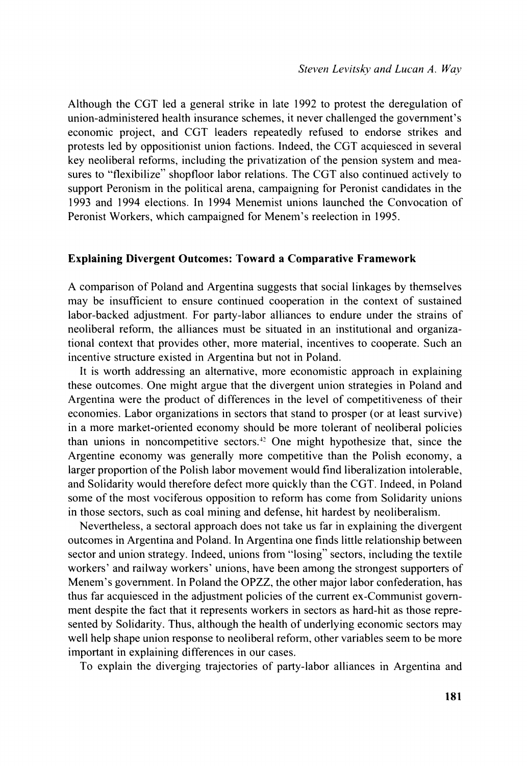Although the CGT led a general strike in late 1992 to protest the deregulation of union-administered health insurance schemes, it never challenged the government's economic project, and CGT leaders repeatedly refused to endorse strikes and protests led by oppositionist union factions. Indeed, the CGT acquiesced in several key neoliberal reforms, including the privatization of the pension system and measures to "flexibilize" shopfloor labor relations. The CGT also continued actively to support Peronism in the political arena, campaigning for Peronist candidates in the 1993 and 1994 elections. In 1994 Menemist unions launched the Convocation of Peronist Workers, which campaigned for Menem's reelection in 1995.

### Explaining Divergent Outcomes: Toward a Comparative Framework

A comparison of Poland and Argentina suggests that social linkages by themselves may be insufficient to ensure continued cooperation in the context of sustained labor-backed adjustment. For party-labor alliances to endure under the strains of neoliberal reform, the alliances must be situated in an institutional and organizational context that provides other, more material, incentives to cooperate. Such an incentive structure existed in Argentina but not in Poland.

It is worth addressing an alternative, more economistic approach in explaining these outcomes. One might argue that the divergent union strategies in Poland and Argentina were the product of differences in the level of competitiveness of their economies. Labor organizations in sectors that stand to prosper (or at least survive) in a more market-oriented economy should be more tolerant of neoliberal policies than unions in noncompetitive sectors.[42] One might hypothesize that, since the Argentine economy was generally more competitive than the Polish economy, a larger proportion of the Polish labor movement would find liberalization intolerable, and Solidarity would therefore defect more quickly than the CGT. Indeed, in Poland some of the most vociferous opposition to reform has come from Solidarity unions in those sectors, such as coal mining and defense, hit hardest by neoliberalism.

Nevertheless, a sectoral approach does not take us far in explaining the divergent outcomes in Argentina and Poland. In Argentina one finds little relationship between sector and union strategy. Indeed, unions from "losing" sectors, including the textile workers' and railway workers' unions, have been among the strongest supporters of Menem's government. In Poland the OPZZ, the other major labor confederation, has thus far acquiesced in the adjustment policies of the current ex-Communist government despite the fact that it represents workers in sectors as hard-hit as those represented by Solidarity. Thus, although the health of underlying economic sectors may well help shape union response to neoliberal reform, other variables seem to be more important in explaining differences in our cases.

To explain the diverging trajectories of party-labor alliances in Argentina and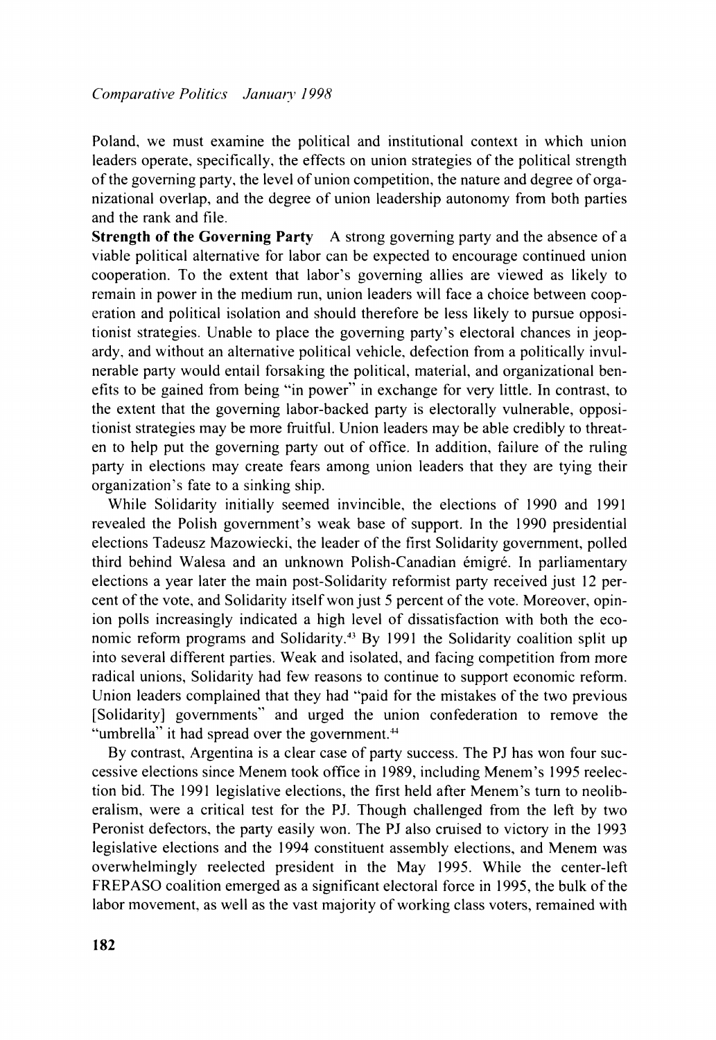Poland, we must examine the political and institutional context in which union leaders operate, specifically, the effects on union strategies of the political strength of the governing party, the level of union competition, the nature and degree of organizational overlap, and the degree of union leadership autonomy from both parties and the rank and file.

**Strength of the Governing Party** A strong governing party and the absence of a viable political alternative for labor can be expected to encourage continued union cooperation. To the extent that labor's governing allies are viewed as likely to remain in power in the medium run, union leaders will face a choice between cooperation and political isolation and should therefore be less likely to pursue oppositionist strategies. Unable to place the governing party's electoral chances in jeopardy, and without an alternative political vehicle, defection from a politically invulnerable party would entail forsaking the political, material, and organizational benefits to be gained from being "in power" in exchange for very little. In contrast, to the extent that the governing labor-backed party is electorally vulnerable, oppositionist strategies may be more fruitful. Union leaders may be able credibly to threaten to help put the governing party out of office. In addition, failure of the ruling party in elections may create fears among union leaders that they are tying their organization's fate to a sinking ship.

While Solidarity initially seemed invincible, the elections of 1990 and 1991 revealed the Polish government's weak base of support. In the 1990 presidential elections Tadeusz Mazowiecki, the leader of the first Solidarity government, polled third behind Walesa and an unknown Polish-Canadian émigré. In parliamentary elections a year later the main post-Solidarity reformist party received just 12 percent of the vote, and Solidarity itself won just 5 percent of the vote. Moreover, opinion polls increasingly indicated a high level of dissatisfaction with both the economic reform programs and Solidarity.[43] By 1991 the Solidarity coalition split up into several different parties. Weak and isolated, and facing competition from more radical unions, Solidarity had few reasons to continue to support economic reform. Union leaders complained that they had "paid for the mistakes of the two previous [Solidarity] governments" and urged the union confederation to remove the "umbrella" it had spread over the government.[44]

By contrast, Argentina is a clear case of party success. The PJ has won four successive elections since Menem took office in 1989, including Menem's 1995 reelection bid. The 1991 legislative elections, the first held after Menem's turn to neoliberalism, were a critical test for the PJ. Though challenged from the left by two Peronist defectors, the party easily won. The PJ also cruised to victory in the 1993 legislative elections and the 1994 constituent assembly elections, and Menem was overwhelmingly reelected president in the May 1995. While the center-left FREPASO coalition emerged as a significant electoral force in 1995, the bulk of the labor movement, as well as the vast majority of working class voters, remained with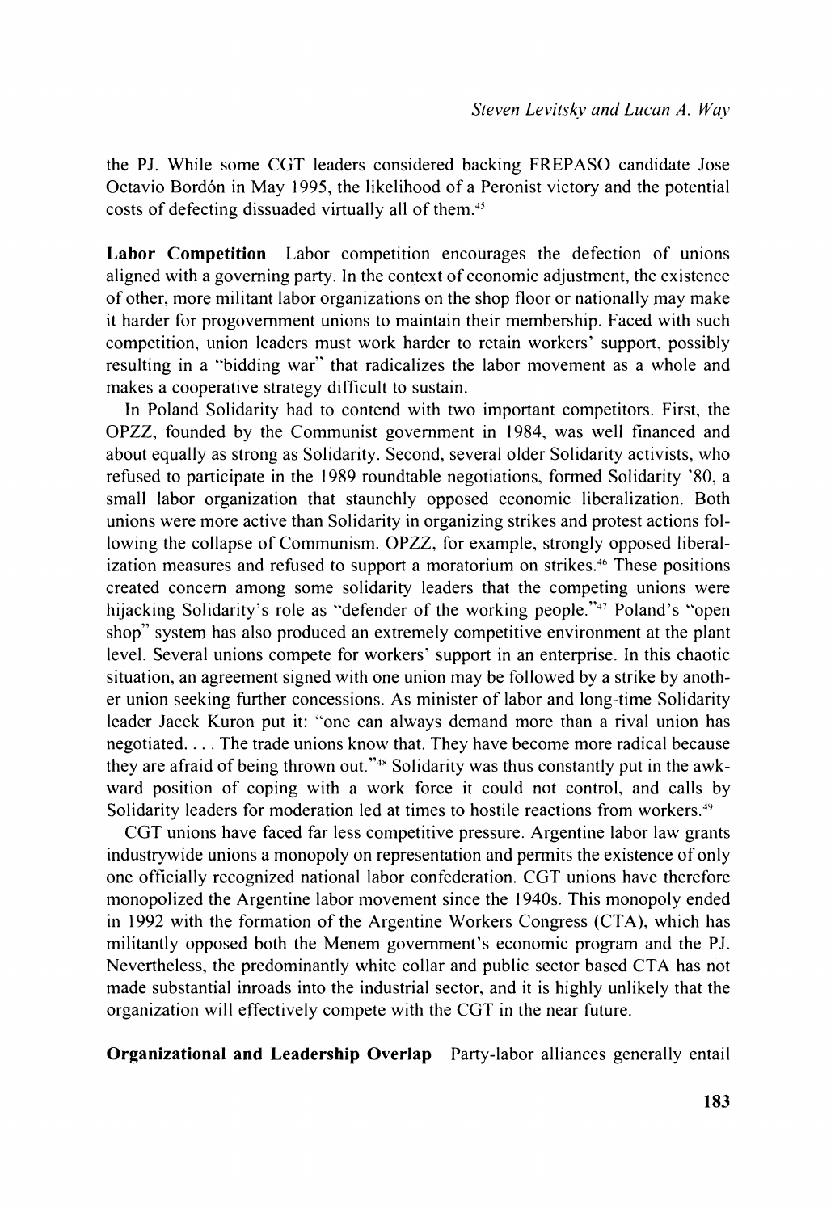the PJ. While some CGT leaders considered backing FREPASO candidate Jose Octavio Bordón in May 1995, the likelihood of a Peronist victory and the potential costs of defecting dissuaded virtually all of them.[45]

**Labor Competition** Labor competition encourages the defection of unions aligned with a governing party. In the context of economic adjustment, the existence of other, more militant labor organizations on the shop floor or nationally may make it harder for progovernment unions to maintain their membership. Faced with such competition, union leaders must work harder to retain workers' support, possibly resulting in a "bidding war" that radicalizes the labor movement as a whole and makes a cooperative strategy difficult to sustain.

In Poland Solidarity had to contend with two important competitors. First, the OPZZ, founded by the Communist government in 1984, was well financed and about equally as strong as Solidarity. Second, several older Solidarity activists, who refused to participate in the 1989 roundtable negotiations, formed Solidarity '80, a small labor organization that staunchly opposed economic liberalization. Both unions were more active than Solidarity in organizing strikes and protest actions following the collapse of Communism. OPZZ, for example, strongly opposed liberalization measures and refused to support a moratorium on strikes.[46] These positions created concern among some solidarity leaders that the competing unions were hijacking Solidarity's role as "defender of the working people."[47] Poland's "open shop" system has also produced an extremely competitive environment at the plant level. Several unions compete for workers' support in an enterprise. In this chaotic situation, an agreement signed with one union may be followed by a strike by another union seeking further concessions. As minister of labor and long-time Solidarity leader Jacek Kuron put it: "one can always demand more than a rival union has negotiated. . . . The trade unions know that. They have become more radical because they are afraid of being thrown out."[48] Solidarity was thus constantly put in the awkward position of coping with a work force it could not control, and calls by Solidarity leaders for moderation led at times to hostile reactions from workers.[49]

CGT unions have faced far less competitive pressure. Argentine labor law grants industrywide unions a monopoly on representation and permits the existence of only one officially recognized national labor confederation. CGT unions have therefore monopolized the Argentine labor movement since the 1940s. This monopoly ended in 1992 with the formation of the Argentine Workers Congress (CTA), which has militantly opposed both the Menem government's economic program and the PJ. Nevertheless, the predominantly white collar and public sector based CTA has not made substantial inroads into the industrial sector, and it is highly unlikely that the organization will effectively compete with the CGT in the near future.

**Organizational and Leadership Overlap** Party-labor alliances generally entail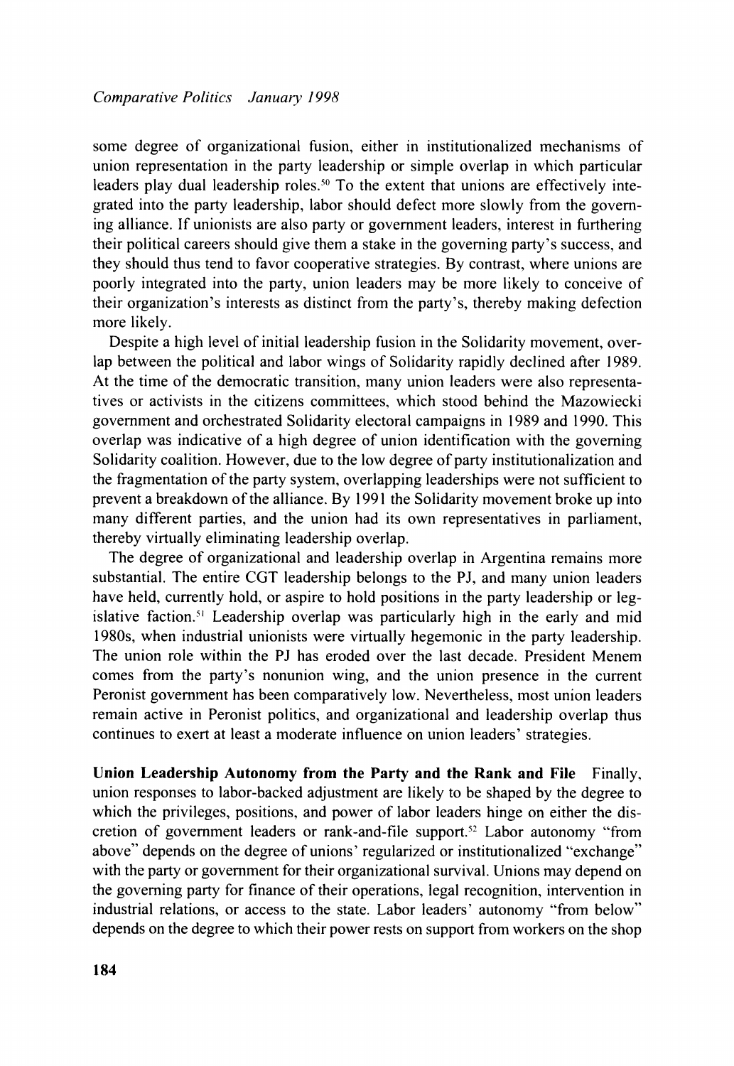some degree of organizational fusion, either in institutionalized mechanisms of union representation in the party leadership or simple overlap in which particular leaders play dual leadership roles.[50] To the extent that unions are effectively integrated into the party leadership, labor should defect more slowly from the governing alliance. If unionists are also party or government leaders, interest in furthering their political careers should give them a stake in the governing party's success, and they should thus tend to favor cooperative strategies. By contrast, where unions are poorly integrated into the party, union leaders may be more likely to conceive of their organization's interests as distinct from the party's, thereby making defection more likely.

Despite a high level of initial leadership fusion in the Solidarity movement, overlap between the political and labor wings of Solidarity rapidly declined after 1989. At the time of the democratic transition, many union leaders were also representatives or activists in the citizens committees, which stood behind the Mazowiecki government and orchestrated Solidarity electoral campaigns in 1989 and 1990. This overlap was indicative of a high degree of union identification with the governing Solidarity coalition. However, due to the low degree of party institutionalization and the fragmentation of the party system, overlapping leaderships were not sufficient to prevent a breakdown of the alliance. By 1991 the Solidarity movement broke up into many different parties, and the union had its own representatives in parliament, thereby virtually eliminating leadership overlap.

The degree of organizational and leadership overlap in Argentina remains more substantial. The entire CGT leadership belongs to the PJ, and many union leaders have held, currently hold, or aspire to hold positions in the party leadership or legislative faction.[51] Leadership overlap was particularly high in the early and mid 1980s, when industrial unionists were virtually hegemonic in the party leadership. The union role within the PJ has eroded over the last decade. President Menem comes from the party's nonunion wing, and the union presence in the current Peronist government has been comparatively low. Nevertheless, most union leaders remain active in Peronist politics, and organizational and leadership overlap thus continues to exert at least a moderate influence on union leaders' strategies.

**Union Leadership Autonomy from the Party and the Rank and File** Finally, union responses to labor-backed adjustment are likely to be shaped by the degree to which the privileges, positions, and power of labor leaders hinge on either the discretion of government leaders or rank-and-file support.[52] Labor autonomy "from above" depends on the degree of unions' regularized or institutionalized "exchange" with the party or government for their organizational survival. Unions may depend on the governing party for finance of their operations, legal recognition, intervention in industrial relations, or access to the state. Labor leaders' autonomy "from below" depends on the degree to which their power rests on support from workers on the shop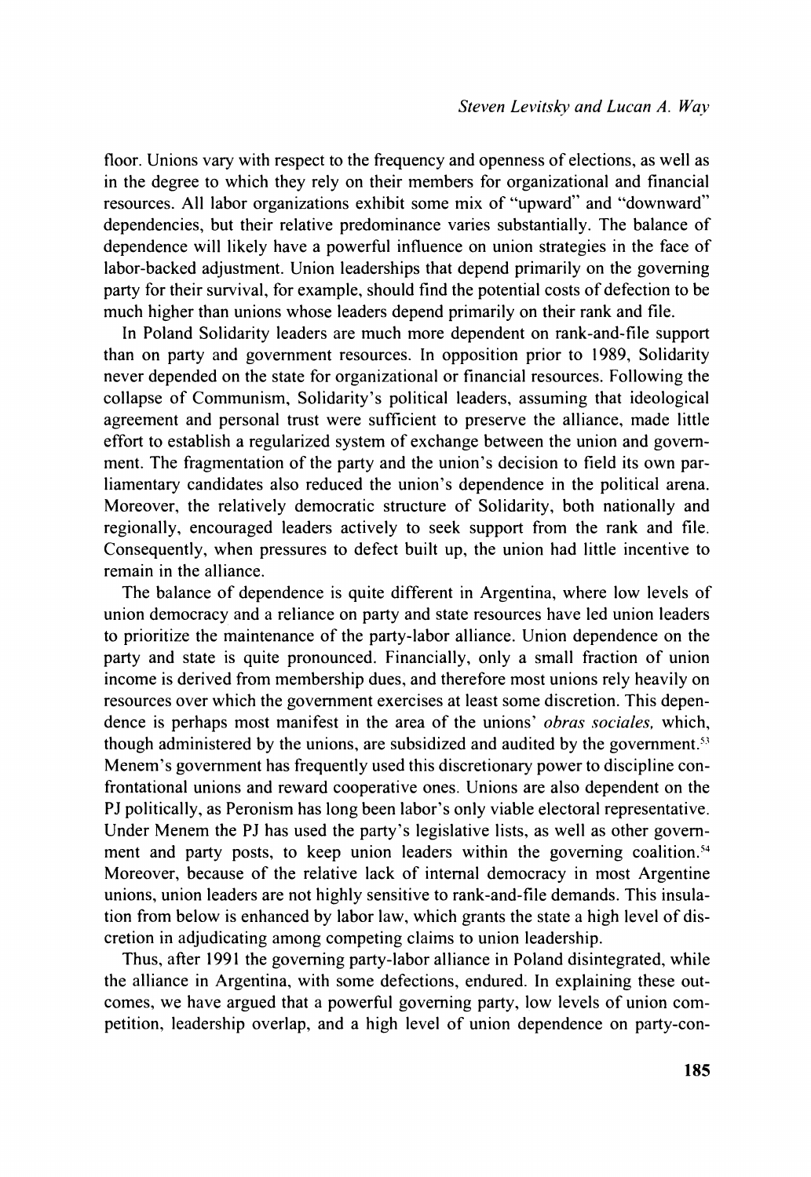floor. Unions vary with respect to the frequency and openness of elections, as well as in the degree to which they rely on their members for organizational and financial resources. All labor organizations exhibit some mix of "upward" and "downward" dependencies, but their relative predominance varies substantially. The balance of dependence will likely have a powerful influence on union strategies in the face of labor-backed adjustment. Union leaderships that depend primarily on the governing party for their survival, for example, should find the potential costs of defection to be much higher than unions whose leaders depend primarily on their rank and file.

In Poland Solidarity leaders are much more dependent on rank-and-file support than on party and government resources. In opposition prior to 1989, Solidarity never depended on the state for organizational or financial resources. Following the collapse of Communism, Solidarity's political leaders, assuming that ideological agreement and personal trust were sufficient to preserve the alliance, made little effort to establish a regularized system of exchange between the union and government. The fragmentation of the party and the union's decision to field its own parliamentary candidates also reduced the union's dependence in the political arena. Moreover, the relatively democratic structure of Solidarity, both nationally and regionally, encouraged leaders actively to seek support from the rank and file. Consequently, when pressures to defect built up, the union had little incentive to remain in the alliance.

The balance of dependence is quite different in Argentina, where low levels of union democracy and a reliance on party and state resources have led union leaders to prioritize the maintenance of the party-labor alliance. Union dependence on the party and state is quite pronounced. Financially, only a small fraction of union income is derived from membership dues, and therefore most unions rely heavily on resources over which the government exercises at least some discretion. This dependence is perhaps most manifest in the area of the unions' *obras sociales,* which, though administered by the unions, are subsidized and audited by the government.[53] Menem's government has frequently used this discretionary power to discipline confrontational unions and reward cooperative ones. Unions are also dependent on the PJ politically, as Peronism has long been labor's only viable electoral representative. Under Menem the PJ has used the party's legislative lists, as well as other government and party posts, to keep union leaders within the governing coalition.[54] Moreover, because of the relative lack of internal democracy in most Argentine unions, union leaders are not highly sensitive to rank-and-file demands. This insulation from below is enhanced by labor law, which grants the state a high level of discretion in adjudicating among competing claims to union leadership.

Thus, after 1991 the governing party-labor alliance in Poland disintegrated, while the alliance in Argentina, with some defections, endured. In explaining these outcomes, we have argued that a powerful governing party, low levels of union competition, leadership overlap, and a high level of union dependence on party-con-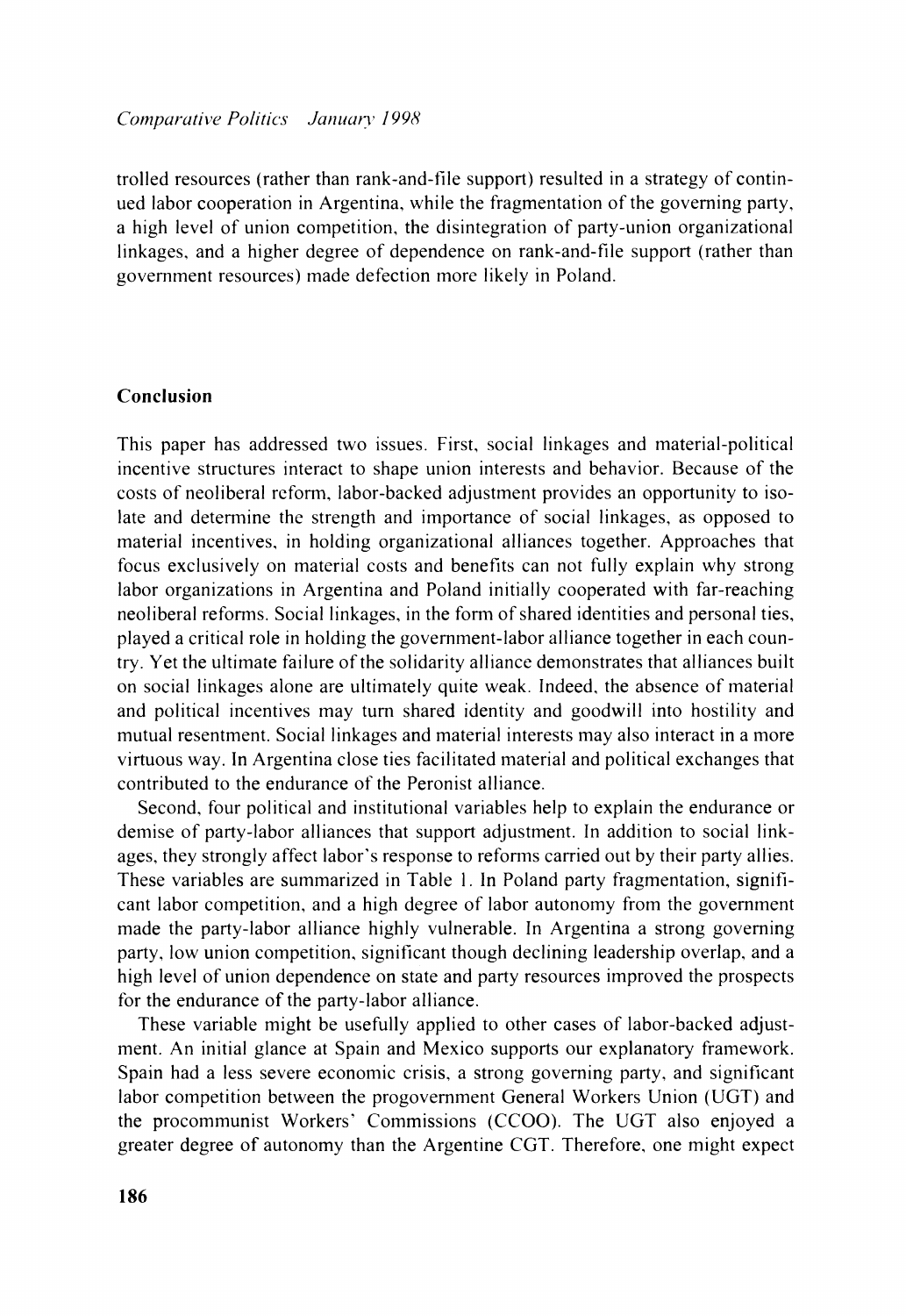trolled resources (rather than rank-and-file support) resulted in a strategy of continued labor cooperation in Argentina, while the fragmentation of the governing party, a high level of union competition, the disintegration of party-union organizational linkages, and a higher degree of dependence on rank-and-file support (rather than government resources) made defection more likely in Poland.

## Conclusion

This paper has addressed two issues. First, social linkages and material-political incentive structures interact to shape union interests and behavior. Because of the costs of neoliberal reform, labor-backed adjustment provides an opportunity to isolate and determine the strength and importance of social linkages, as opposed to material incentives, in holding organizational alliances together. Approaches that focus exclusively on material costs and benefits can not fully explain why strong labor organizations in Argentina and Poland initially cooperated with far-reaching neoliberal reforms. Social linkages, in the form of shared identities and personal ties, played a critical role in holding the government-labor alliance together in each country. Yet the ultimate failure of the solidarity alliance demonstrates that alliances built on social linkages alone are ultimately quite weak. Indeed, the absence of material and political incentives may turn shared identity and goodwill into hostility and mutual resentment. Social linkages and material interests may also interact in a more virtuous way. In Argentina close ties facilitated material and political exchanges that contributed to the endurance of the Peronist alliance.

Second, four political and institutional variables help to explain the endurance or demise of party-labor alliances that support adjustment. In addition to social linkages, they strongly affect labor's response to reforms carried out by their party allies. These variables are summarized in Table 1. In Poland party fragmentation, significant labor competition, and a high degree of labor autonomy from the government made the party-labor alliance highly vulnerable. In Argentina a strong governing party, low union competition, significant though declining leadership overlap, and a high level of union dependence on state and party resources improved the prospects for the endurance of the party-labor alliance.

These variable might be usefully applied to other cases of labor-backed adjustment. An initial glance at Spain and Mexico supports our explanatory framework. Spain had a less severe economic crisis, a strong governing party, and significant labor competition between the progovernment General Workers Union (UGT) and the procommunist Workers' Commissions (CCOO). The UGT also enjoyed a greater degree of autonomy than the Argentine CGT. Therefore, one might expect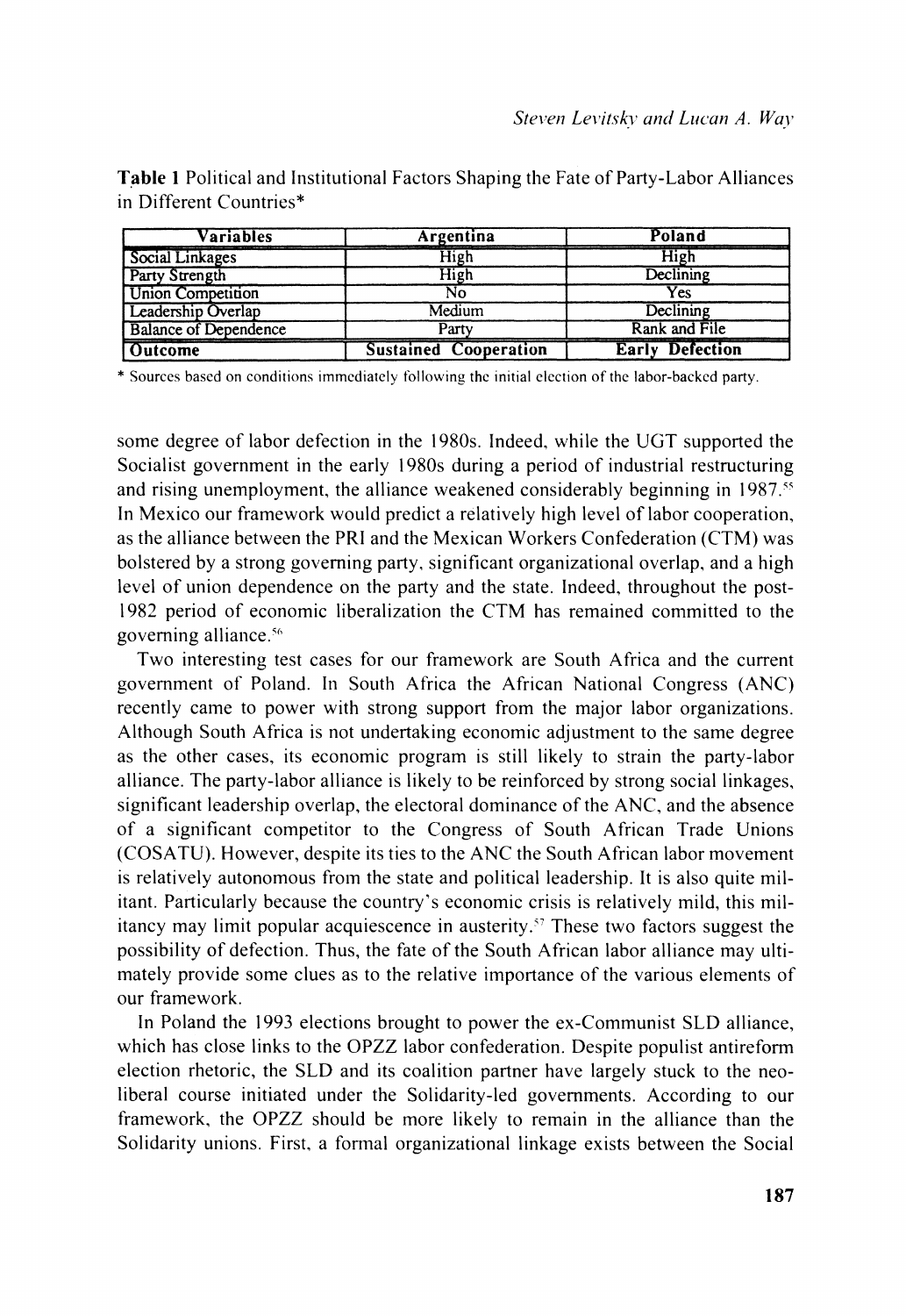**Table 1** Political and Institutional Factors Shaping the Fate of Party-Labor Alliances in Different Countries*

| Variables | Argentina | Poland |
| --- | --- | --- |
| Social Linkages | High | High |
| Party Strength | High | Declining |
| Union Competition | No | Yes |
| Leadership Overlap | Medium | Declining |
| Balance of Dependence | Party | Rank and File |
| **Outcome** | **Sustained Cooperation** | **Early Defection** |

\* Sources based on conditions immediately following the initial election of the labor-backed party.

some degree of labor defection in the 1980s. Indeed, while the UGT supported the Socialist government in the early 1980s during a period of industrial restructuring and rising unemployment, the alliance weakened considerably beginning in 1987.[55] In Mexico our framework would predict a relatively high level of labor cooperation, as the alliance between the PRI and the Mexican Workers Confederation (CTM) was bolstered by a strong governing party, significant organizational overlap, and a high level of union dependence on the party and the state. Indeed, throughout the post-1982 period of economic liberalization the CTM has remained committed to the governing alliance.[56]

Two interesting test cases for our framework are South Africa and the current government of Poland. In South Africa the African National Congress (ANC) recently came to power with strong support from the major labor organizations. Although South Africa is not undertaking economic adjustment to the same degree as the other cases, its economic program is still likely to strain the party-labor alliance. The party-labor alliance is likely to be reinforced by strong social linkages, significant leadership overlap, the electoral dominance of the ANC, and the absence of a significant competitor to the Congress of South African Trade Unions (COSATU). However, despite its ties to the ANC the South African labor movement is relatively autonomous from the state and political leadership. It is also quite militant. Particularly because the country's economic crisis is relatively mild, this militancy may limit popular acquiescence in austerity.[57] These two factors suggest the possibility of defection. Thus, the fate of the South African labor alliance may ultimately provide some clues as to the relative importance of the various elements of our framework.

In Poland the 1993 elections brought to power the ex-Communist SLD alliance, which has close links to the OPZZ labor confederation. Despite populist antireform election rhetoric, the SLD and its coalition partner have largely stuck to the neoliberal course initiated under the Solidarity-led governments. According to our framework, the OPZZ should be more likely to remain in the alliance than the Solidarity unions. First, a formal organizational linkage exists between the Social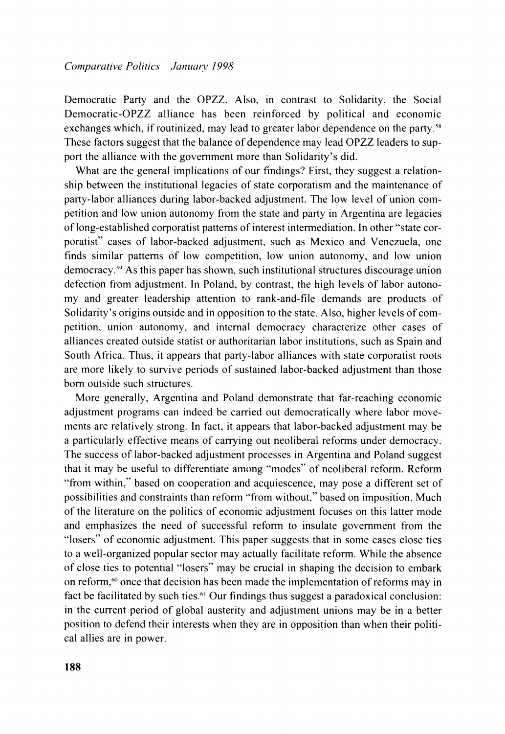Democratic Party and the OPZZ. Also, in contrast to Solidarity, the Social Democratic-OPZZ alliance has been reinforced by political and economic exchanges which, if routinized, may lead to greater labor dependence on the party.[58] These factors suggest that the balance of dependence may lead OPZZ leaders to support the alliance with the government more than Solidarity's did.

What are the general implications of our findings? First, they suggest a relationship between the institutional legacies of state corporatism and the maintenance of party-labor alliances during labor-backed adjustment. The low level of union competition and low union autonomy from the state and party in Argentina are legacies of long-established corporatist patterns of interest intermediation. In other "state corporatist" cases of labor-backed adjustment, such as Mexico and Venezuela, one finds similar patterns of low competition, low union autonomy, and low union democracy.[59] As this paper has shown, such institutional structures discourage union defection from adjustment. In Poland, by contrast, the high levels of labor autonomy and greater leadership attention to rank-and-file demands are products of Solidarity's origins outside and in opposition to the state. Also, higher levels of competition, union autonomy, and internal democracy characterize other cases of alliances created outside statist or authoritarian labor institutions, such as Spain and South Africa. Thus, it appears that party-labor alliances with state corporatist roots are more likely to survive periods of sustained labor-backed adjustment than those born outside such structures.

More generally, Argentina and Poland demonstrate that far-reaching economic adjustment programs can indeed be carried out democratically where labor movements are relatively strong. In fact, it appears that labor-backed adjustment may be a particularly effective means of carrying out neoliberal reforms under democracy. The success of labor-backed adjustment processes in Argentina and Poland suggest that it may be useful to differentiate among "modes" of neoliberal reform. Reform "from within," based on cooperation and acquiescence, may pose a different set of possibilities and constraints than reform "from without," based on imposition. Much of the literature on the politics of economic adjustment focuses on this latter mode and emphasizes the need of successful reform to insulate government from the "losers" of economic adjustment. This paper suggests that in some cases close ties to a well-organized popular sector may actually facilitate reform. While the absence of close ties to potential "losers" may be crucial in shaping the decision to embark on reform,[60] once that decision has been made the implementation of reforms may in fact be facilitated by such ties.[61] Our findings thus suggest a paradoxical conclusion: in the current period of global austerity and adjustment unions may be in a better position to defend their interests when they are in opposition than when their political allies are in power.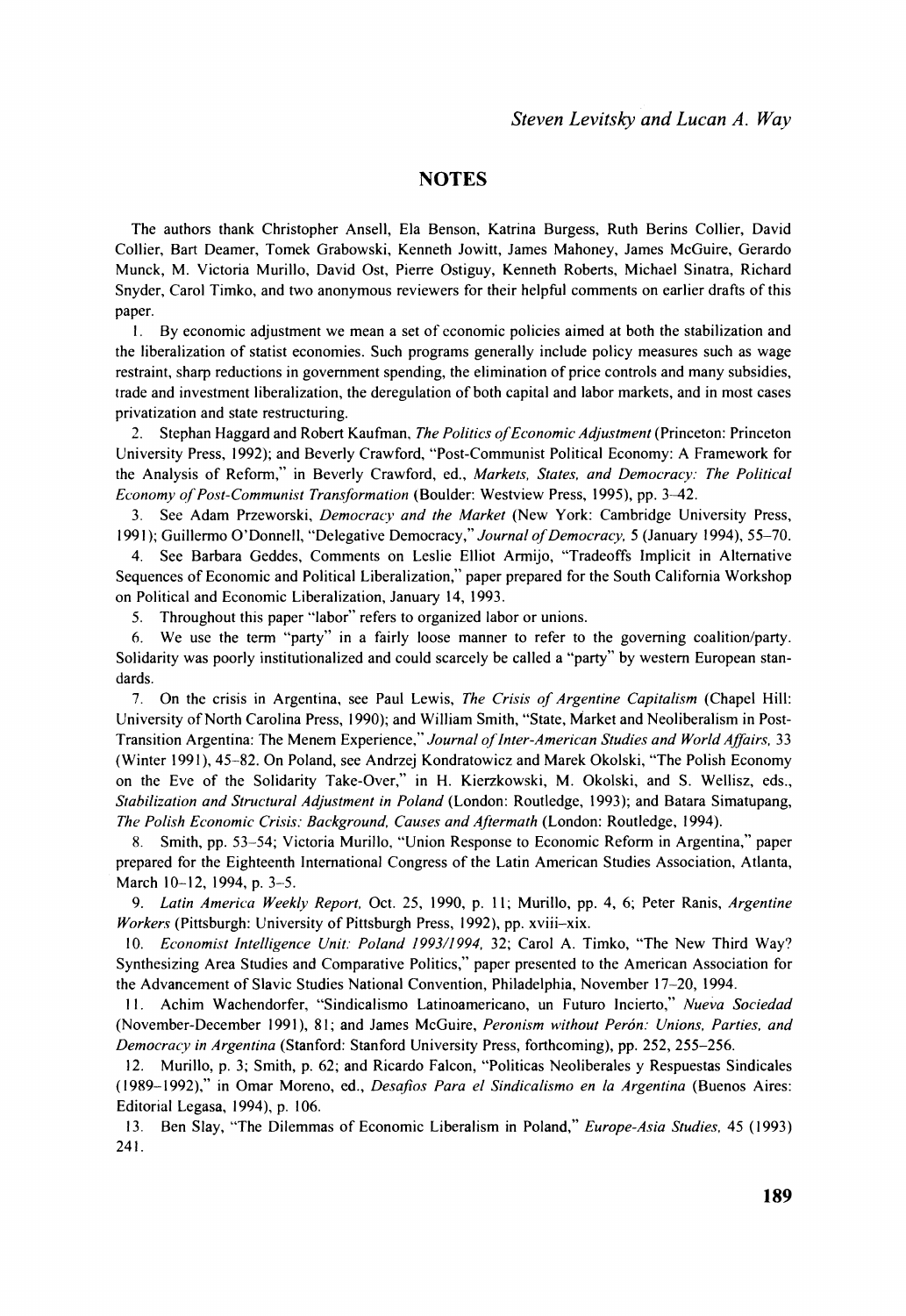## NOTES

The authors thank Christopher Ansell, Ela Benson, Katrina Burgess, Ruth Berins Collier, David Collier, Bart Deamer, Tomek Grabowski, Kenneth Jowitt, James Mahoney, James McGuire, Gerardo Munck, M. Victoria Murillo, David Ost, Pierre Ostiguy, Kenneth Roberts, Michael Sinatra, Richard Snyder, Carol Timko, and two anonymous reviewers for their helpful comments on earlier drafts of this paper.

1. By economic adjustment we mean a set of economic policies aimed at both the stabilization and the liberalization of statist economies. Such programs generally include policy measures such as wage restraint, sharp reductions in government spending, the elimination of price controls and many subsidies, trade and investment liberalization, the deregulation of both capital and labor markets, and in most cases privatization and state restructuring.

2. Stephan Haggard and Robert Kaufman, *The Politics of Economic Adjustment* (Princeton: Princeton University Press, 1992); and Beverly Crawford, "Post-Communist Political Economy: A Framework for the Analysis of Reform," in Beverly Crawford, ed., *Markets, States, and Democracy: The Political Economy of Post-Communist Transformation* (Boulder: Westview Press, 1995), pp. 3–42.

3. See Adam Przeworski, *Democracy and the Market* (New York: Cambridge University Press, 1991); Guillermo O'Donnell, "Delegative Democracy," *Journal of Democracy*, 5 (January 1994), 55–70.

4. See Barbara Geddes, Comments on Leslie Elliot Armijo, "Tradeoffs Implicit in Alternative Sequences of Economic and Political Liberalization," paper prepared for the South California Workshop on Political and Economic Liberalization, January 14, 1993.

5. Throughout this paper "labor" refers to organized labor or unions.

6. We use the term "party" in a fairly loose manner to refer to the governing coalition/party. Solidarity was poorly institutionalized and could scarcely be called a "party" by western European standards.

7. On the crisis in Argentina, see Paul Lewis, *The Crisis of Argentine Capitalism* (Chapel Hill: University of North Carolina Press, 1990); and William Smith, "State, Market and Neoliberalism in Post-Transition Argentina: The Menem Experience," *Journal of Inter-American Studies and World Affairs*, 33 (Winter 1991), 45–82. On Poland, see Andrzej Kondratowicz and Marek Okolski, "The Polish Economy on the Eve of the Solidarity Take-Over," in H. Kierzkowski, M. Okolski, and S. Wellisz, eds., *Stabilization and Structural Adjustment in Poland* (London: Routledge, 1993); and Batara Simatupang, *The Polish Economic Crisis: Background, Causes and Aftermath* (London: Routledge, 1994).

8. Smith, pp. 53–54; Victoria Murillo, "Union Response to Economic Reform in Argentina," paper prepared for the Eighteenth International Congress of the Latin American Studies Association, Atlanta, March 10–12, 1994, p. 3–5.

9. *Latin America Weekly Report*, Oct. 25, 1990, p. 11; Murillo, pp. 4, 6; Peter Ranis, *Argentine Workers* (Pittsburgh: University of Pittsburgh Press, 1992), pp. xviii–xix.

10. *Economist Intelligence Unit: Poland 1993/1994*, 32; Carol A. Timko, "The New Third Way? Synthesizing Area Studies and Comparative Politics," paper presented to the American Association for the Advancement of Slavic Studies National Convention, Philadelphia, November 17–20, 1994.

11. Achim Wachendorfer, "Sindicalismo Latinoamericano, un Futuro Incierto," *Nueva Sociedad* (November-December 1991), 81; and James McGuire, *Peronism without Perón: Unions, Parties, and Democracy in Argentina* (Stanford: Stanford University Press, forthcoming), pp. 252, 255–256.

12. Murillo, p. 3; Smith, p. 62; and Ricardo Falcon, "Politicas Neoliberales y Respuestas Sindicales (1989–1992)," in Omar Moreno, ed., *Desafios Para el Sindicalismo en la Argentina* (Buenos Aires: Editorial Legasa, 1994), p. 106.

13. Ben Slay, "The Dilemmas of Economic Liberalism in Poland," *Europe-Asia Studies*, 45 (1993) 241.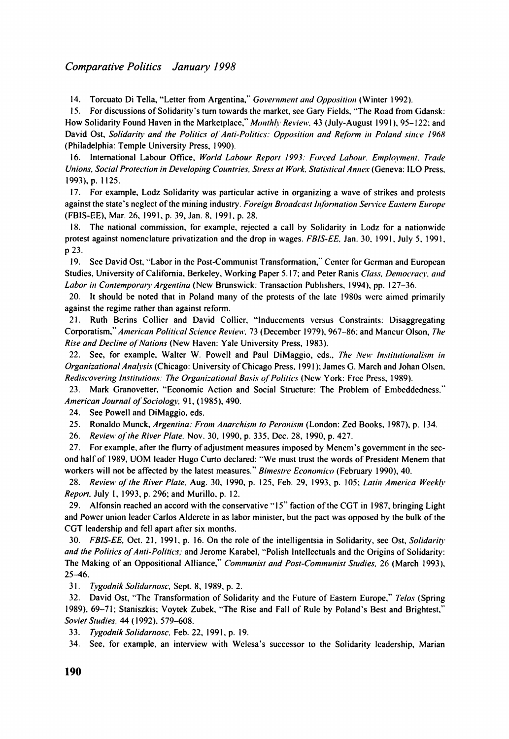14. Torcuato Di Tella, "Letter from Argentina," *Government and Opposition* (Winter 1992).

15. For discussions of Solidarity's turn towards the market, see Gary Fields, "The Road from Gdansk: How Solidarity Found Haven in the Marketplace," *Monthly Review*, 43 (July-August 1991), 95–122; and David Ost, *Solidarity and the Politics of Anti-Politics: Opposition and Reform in Poland since 1968* (Philadelphia: Temple University Press, 1990).

16. International Labour Office, *World Labour Report 1993: Forced Labour, Employment, Trade Unions, Social Protection in Developing Countries, Stress at Work, Statistical Annex* (Geneva: ILO Press, 1993), p. 1125.

17. For example, Lodz Solidarity was particular active in organizing a wave of strikes and protests against the state's neglect of the mining industry. *Foreign Broadcast Information Service Eastern Europe* (FBIS-EE), Mar. 26, 1991, p. 39, Jan. 8, 1991, p. 28.

18. The national commission, for example, rejected a call by Solidarity in Lodz for a nationwide protest against nomenclature privatization and the drop in wages. *FBIS-EE*, Jan. 30, 1991, July 5, 1991, p 23.

19. See David Ost, "Labor in the Post-Communist Transformation," Center for German and European Studies, University of California, Berkeley, Working Paper 5.17; and Peter Ranis *Class, Democracy, and Labor in Contemporary Argentina* (New Brunswick: Transaction Publishers, 1994), pp. 127–36.

20. It should be noted that in Poland many of the protests of the late 1980s were aimed primarily against the regime rather than against reform.

21. Ruth Berins Collier and David Collier, "Inducements versus Constraints: Disaggregating Corporatism," *American Political Science Review*, 73 (December 1979), 967–86; and Mancur Olson, *The Rise and Decline of Nations* (New Haven: Yale University Press, 1983).

22. See, for example, Walter W. Powell and Paul DiMaggio, eds., *The New Institutionalism in Organizational Analysis* (Chicago: University of Chicago Press, 1991); James G. March and Johan Olsen, *Rediscovering Institutions: The Organizational Basis of Politics* (New York: Free Press, 1989).

23. Mark Granovetter, "Economic Action and Social Structure: The Problem of Embeddedness," *American Journal of Sociology*, 91, (1985), 490.

24. See Powell and DiMaggio, eds.

25. Ronaldo Munck, *Argentina: From Anarchism to Peronism* (London: Zed Books, 1987), p. 134.

26. *Review of the River Plate*, Nov. 30, 1990, p. 335, Dec. 28, 1990, p. 427.

27. For example, after the flurry of adjustment measures imposed by Menem's government in the second half of 1989, UOM leader Hugo Curto declared: "We must trust the words of President Menem that workers will not be affected by the latest measures." *Bimestre Economico* (February 1990), 40.

28. *Review of the River Plate*, Aug. 30, 1990, p. 125, Feb. 29, 1993, p. 105; *Latin America Weekly Report*, July 1, 1993, p. 296; and Murillo, p. 12.

29. Alfonsín reached an accord with the conservative "15" faction of the CGT in 1987, bringing Light and Power union leader Carlos Alderete in as labor minister, but the pact was opposed by the bulk of the CGT leadership and fell apart after six months.

30. *FBIS-EE*, Oct. 21, 1991, p. 16. On the role of the intelligentsia in Solidarity, see Ost, *Solidarity and the Politics of Anti-Politics*; and Jerome Karabel, "Polish Intellectuals and the Origins of Solidarity: The Making of an Oppositional Alliance," *Communist and Post-Communist Studies*, 26 (March 1993), 25–46.

31. *Tygodnik Solidarnosc*, Sept. 8, 1989, p. 2.

32. David Ost, "The Transformation of Solidarity and the Future of Eastern Europe," *Telos* (Spring 1989), 69–71; Staniszkis; Voytek Zubek, "The Rise and Fall of Rule by Poland's Best and Brightest," *Soviet Studies*, 44 (1992), 579–608.

33. *Tygodnik Solidarnosc*, Feb. 22, 1991, p. 19.

34. See, for example, an interview with Welesa's successor to the Solidarity leadership, Marian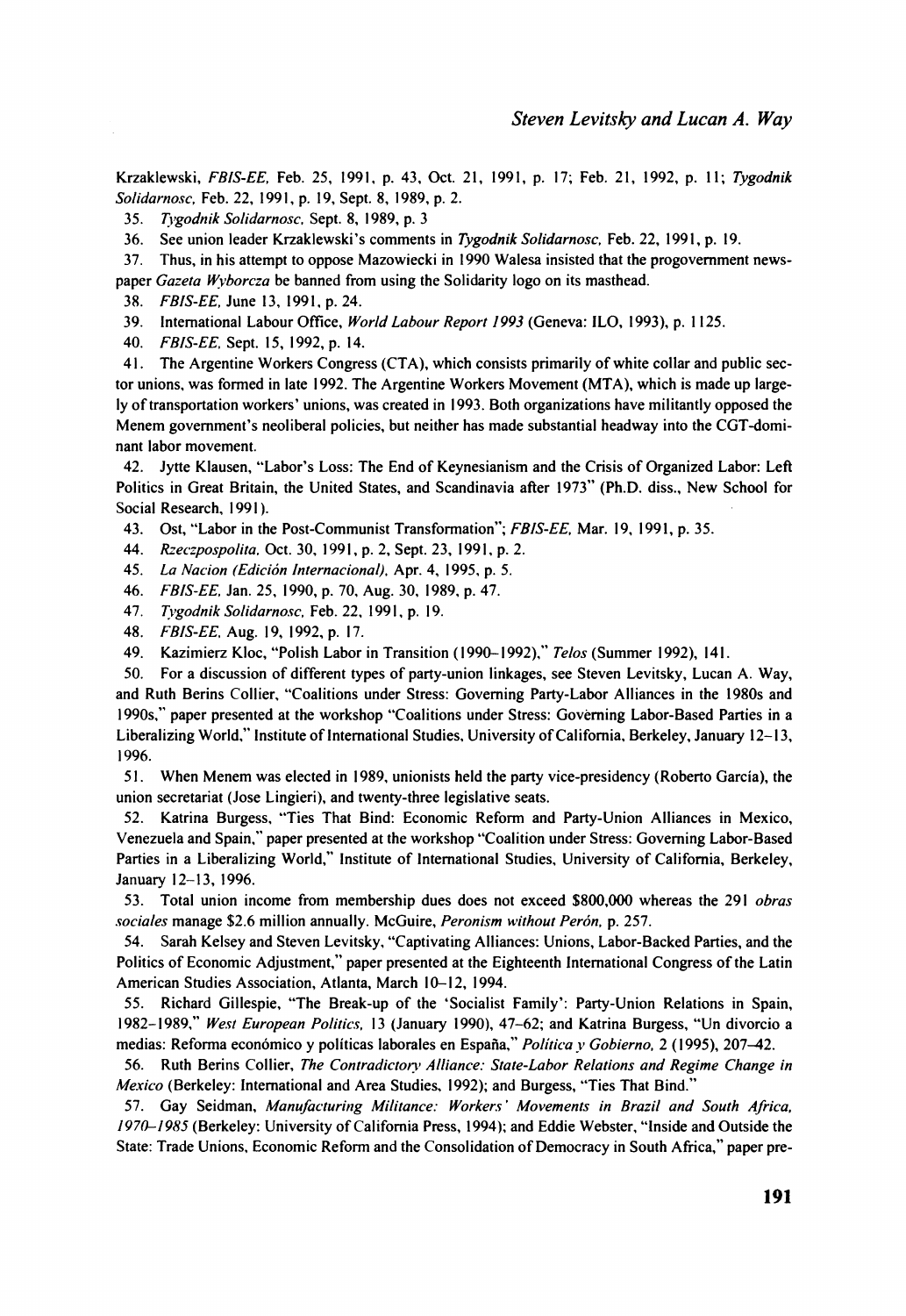Krzaklewski, *FBIS-EE*, Feb. 25, 1991, p. 43, Oct. 21, 1991, p. 17; Feb. 21, 1992, p. 11; *Tygodnik Solidarnosc*, Feb. 22, 1991, p. 19, Sept. 8, 1989, p. 2.

35. *Tygodnik Solidarnosc*, Sept. 8, 1989, p. 3

36. See union leader Krzaklewski's comments in *Tygodnik Solidarnosc*, Feb. 22, 1991, p. 19.

37. Thus, in his attempt to oppose Mazowiecki in 1990 Walesa insisted that the progovernment newspaper *Gazeta Wyborcza* be banned from using the Solidarity logo on its masthead.

38. *FBIS-EE*, June 13, 1991, p. 24.

39. International Labour Office, *World Labour Report 1993* (Geneva: ILO, 1993), p. 1125.

40. *FBIS-EE*, Sept. 15, 1992, p. 14.

41. The Argentine Workers Congress (CTA), which consists primarily of white collar and public sector unions, was formed in late 1992. The Argentine Workers Movement (MTA), which is made up largely of transportation workers' unions, was created in 1993. Both organizations have militantly opposed the Menem government's neoliberal policies, but neither has made substantial headway into the CGT-dominant labor movement.

42. Jytte Klausen, "Labor's Loss: The End of Keynesianism and the Crisis of Organized Labor: Left Politics in Great Britain, the United States, and Scandinavia after 1973" (Ph.D. diss., New School for Social Research, 1991).

43. Ost, "Labor in the Post-Communist Transformation"; *FBIS-EE*, Mar. 19, 1991, p. 35.

44. *Rzeczpospolita*, Oct. 30, 1991, p. 2, Sept. 23, 1991, p. 2.

45. *La Nacion (Edición Internacional)*, Apr. 4, 1995, p. 5.

46. *FBIS-EE*, Jan. 25, 1990, p. 70, Aug. 30, 1989, p. 47.

47. *Tygodnik Solidarnosc*, Feb. 22, 1991, p. 19.

48. *FBIS-EE*, Aug. 19, 1992, p. 17.

49. Kazimierz Kloc, "Polish Labor in Transition (1990–1992)," *Telos* (Summer 1992), 141.

50. For a discussion of different types of party-union linkages, see Steven Levitsky, Lucan A. Way, and Ruth Berins Collier, "Coalitions under Stress: Governing Party-Labor Alliances in the 1980s and 1990s," paper presented at the workshop "Coalitions under Stress: Governing Labor-Based Parties in a Liberalizing World," Institute of International Studies, University of California, Berkeley, January 12–13, 1996.

51. When Menem was elected in 1989, unionists held the party vice-presidency (Roberto García), the union secretariat (Jose Lingieri), and twenty-three legislative seats.

52. Katrina Burgess, "Ties That Bind: Economic Reform and Party-Union Alliances in Mexico, Venezuela and Spain," paper presented at the workshop "Coalition under Stress: Governing Labor-Based Parties in a Liberalizing World," Institute of International Studies, University of California, Berkeley, January 12–13, 1996.

53. Total union income from membership dues does not exceed \$800,000 whereas the 291 *obras sociales* manage \$2.6 million annually. McGuire, *Peronism without Perón*, p. 257.

54. Sarah Kelsey and Steven Levitsky, "Captivating Alliances: Unions, Labor-Backed Parties, and the Politics of Economic Adjustment," paper presented at the Eighteenth International Congress of the Latin American Studies Association, Atlanta, March 10–12, 1994.

55. Richard Gillespie, "The Break-up of the 'Socialist Family': Party-Union Relations in Spain, 1982–1989," *West European Politics*, 13 (January 1990), 47–62; and Katrina Burgess, "Un divorcio a medias: Reforma económico y políticas laborales en España," *Política y Gobierno*, 2 (1995), 207–42.

56. Ruth Berins Collier, *The Contradictory Alliance: State-Labor Relations and Regime Change in Mexico* (Berkeley: International and Area Studies, 1992); and Burgess, "Ties That Bind."

57. Gay Seidman, *Manufacturing Militance: Workers' Movements in Brazil and South Africa, 1970–1985* (Berkeley: University of California Press, 1994); and Eddie Webster, "Inside and Outside the State: Trade Unions, Economic Reform and the Consolidation of Democracy in South Africa," paper pre-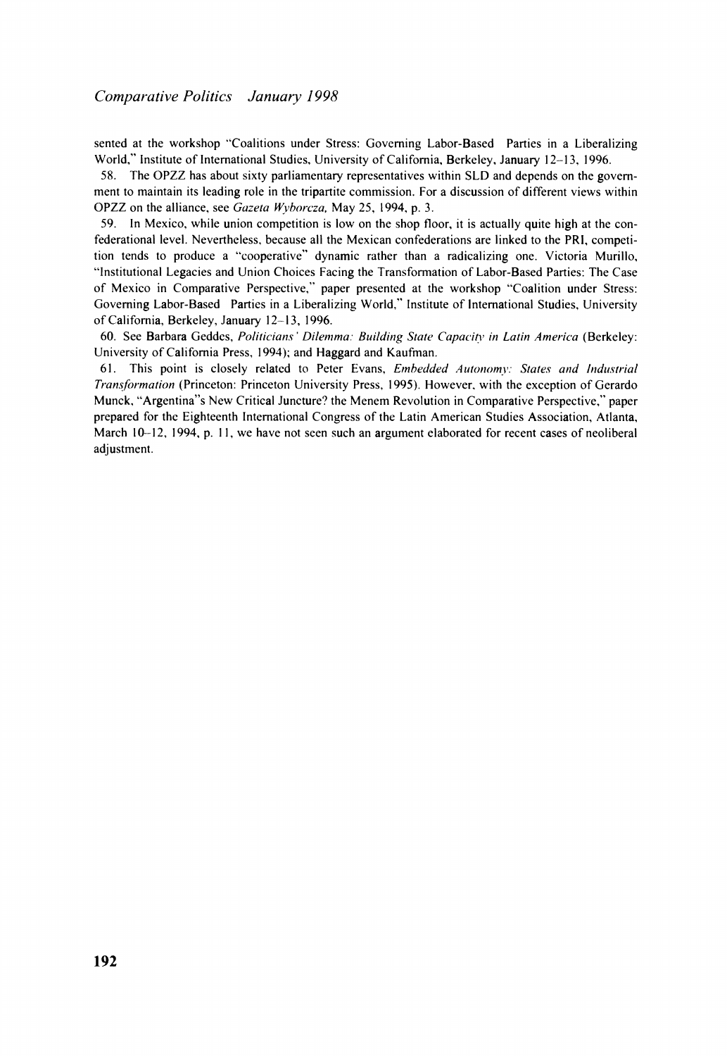sented at the workshop "Coalitions under Stress: Governing Labor-Based Parties in a Liberalizing World," Institute of International Studies, University of California, Berkeley, January 12–13, 1996.

58. The OPZZ has about sixty parliamentary representatives within SLD and depends on the government to maintain its leading role in the tripartite commission. For a discussion of different views within OPZZ on the alliance, see *Gazeta Wyborcza*, May 25, 1994, p. 3.

59. In Mexico, while union competition is low on the shop floor, it is actually quite high at the confederational level. Nevertheless, because all the Mexican confederations are linked to the PRI, competition tends to produce a "cooperative" dynamic rather than a radicalizing one. Victoria Murillo, "Institutional Legacies and Union Choices Facing the Transformation of Labor-Based Parties: The Case of Mexico in Comparative Perspective," paper presented at the workshop "Coalition under Stress: Governing Labor-Based Parties in a Liberalizing World," Institute of International Studies, University of California, Berkeley, January 12–13, 1996.

60. See Barbara Geddes, *Politicians' Dilemma: Building State Capacity in Latin America* (Berkeley: University of California Press, 1994); and Haggard and Kaufman.

61. This point is closely related to Peter Evans, *Embedded Autonomy: States and Industrial Transformation* (Princeton: Princeton University Press, 1995). However, with the exception of Gerardo Munck, "Argentina"s New Critical Juncture? the Menem Revolution in Comparative Perspective," paper prepared for the Eighteenth International Congress of the Latin American Studies Association, Atlanta, March 10–12, 1994, p. 11, we have not seen such an argument elaborated for recent cases of neoliberal adjustment.